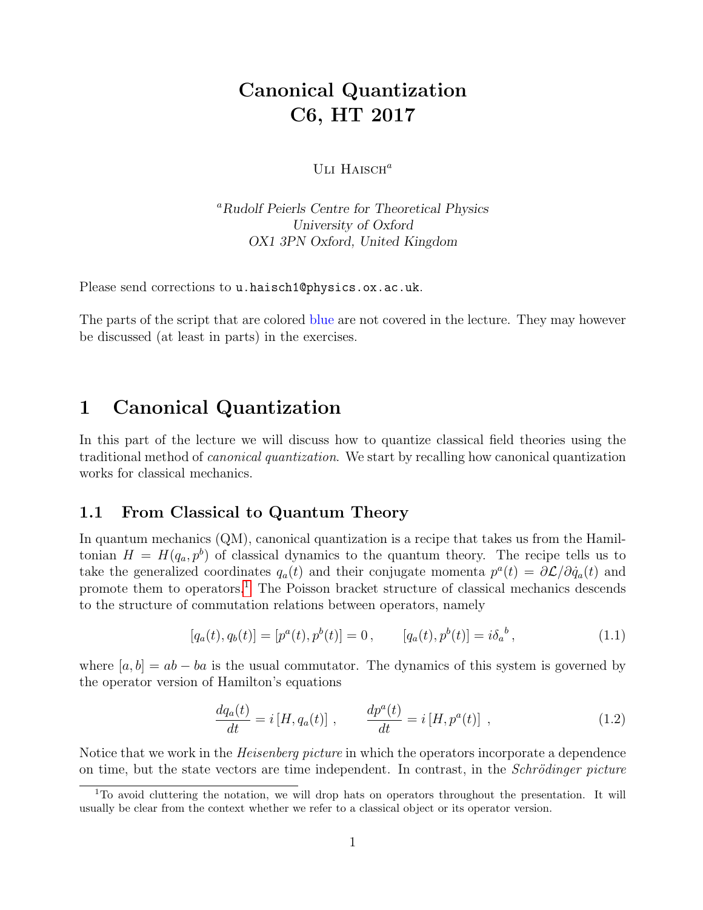# Canonical Quantization
# C6, HT 2017

Uli Haisch[a]

[a]*Rudolf Peierls Centre for Theoretical Physics*
*University of Oxford*
*OX1 3PN Oxford, United Kingdom*

Please send corrections to u.haisch1@physics.ox.ac.uk.

The parts of the script that are colored blue are not covered in the lecture. They may however be discussed (at least in parts) in the exercises.

## 1 Canonical Quantization

In this part of the lecture we will discuss how to quantize classical field theories using the traditional method of *canonical quantization*. We start by recalling how canonical quantization works for classical mechanics.

### 1.1 From Classical to Quantum Theory

In quantum mechanics (QM), canonical quantization is a recipe that takes us from the Hamiltonian $H = H(q_a, p^b)$ of classical dynamics to the quantum theory. The recipe tells us to take the generalized coordinates $q_a(t)$ and their conjugate momenta $p^a(t) = \partial \mathcal{L} / \partial \dot{q}_a(t)$ and promote them to operators.[1] The Poisson bracket structure of classical mechanics descends to the structure of commutation relations between operators, namely

$$[q_a(t), q_b(t)] = [p^a(t), p^b(t)] = 0 \,, \qquad [q_a(t), p^b(t)] = i \delta_a{}^b \,, \tag{1.1}$$

where $[a, b] = ab - ba$ is the usual commutator. The dynamics of this system is governed by the operator version of Hamilton's equations

$$\frac{dq_a(t)}{dt} = i \left[ H, q_a(t) \right] \,, \qquad \frac{dp^a(t)}{dt} = i \left[ H, p^a(t) \right] \,, \tag{1.2}$$

Notice that we work in the *Heisenberg picture* in which the operators incorporate a dependence on time, but the state vectors are time independent. In contrast, in the *Schrödinger picture*

[1] To avoid cluttering the notation, we will drop hats on operators throughout the presentation. It will usually be clear from the context whether we refer to a classical object or its operator version.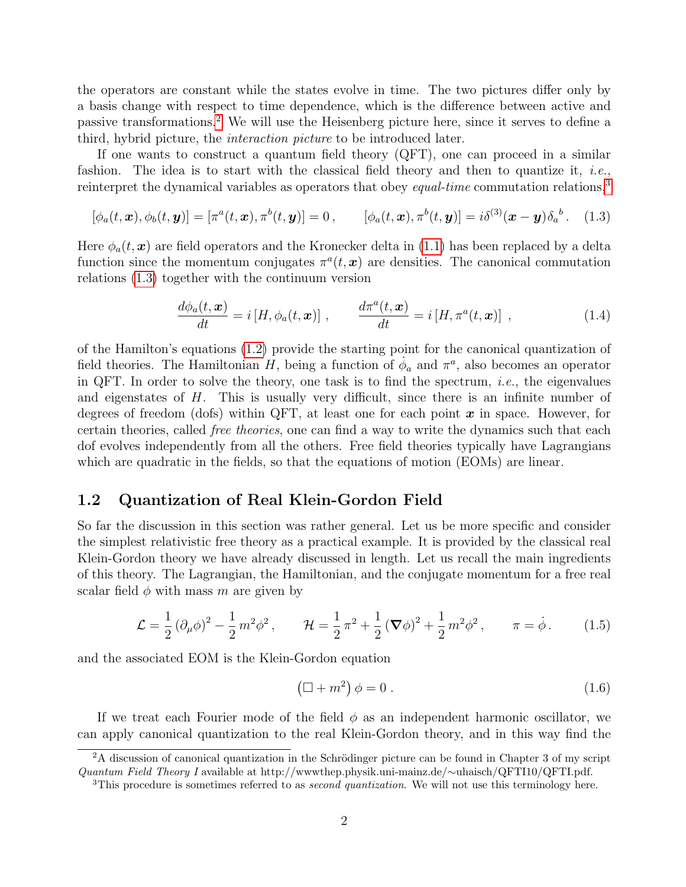the operators are constant while the states evolve in time. The two pictures differ only by a basis change with respect to time dependence, which is the difference between active and passive transformations.[2] We will use the Heisenberg picture here, since it serves to define a third, hybrid picture, the *interaction picture* to be introduced later.

If one wants to construct a quantum field theory (QFT), one can proceed in a similar fashion. The idea is to start with the classical field theory and then to quantize it, *i.e.*, reinterpret the dynamical variables as operators that obey *equal-time* commutation relations,[3]

$$[\phi_a(t,\boldsymbol{x}),\phi_b(t,\boldsymbol{y})] = [\pi^a(t,\boldsymbol{x}),\pi^b(t,\boldsymbol{y})] = 0\,, \qquad [\phi_a(t,\boldsymbol{x}),\pi^b(t,\boldsymbol{y})] = i\delta^{(3)}(\boldsymbol{x}-\boldsymbol{y})\,\delta_a{}^b\,. \quad (1.3)$$

Here $\phi_a(t,\boldsymbol{x})$ are field operators and the Kronecker delta in (1.1) has been replaced by a delta function since the momentum conjugates $\pi^a(t,\boldsymbol{x})$ are densities. The canonical commutation relations (1.3) together with the continuum version

$$\frac{d\phi_a(t,\boldsymbol{x})}{dt} = i\left[H,\phi_a(t,\boldsymbol{x})\right]\,, \qquad \frac{d\pi^a(t,\boldsymbol{x})}{dt} = i\left[H,\pi^a(t,\boldsymbol{x})\right]\,, \quad (1.4)$$

of the Hamilton's equations (1.2) provide the starting point for the canonical quantization of field theories. The Hamiltonian $H$, being a function of $\dot{\phi}_a$ and $\pi^a$, also becomes an operator in QFT. In order to solve the theory, one task is to find the spectrum, *i.e.*, the eigenvalues and eigenstates of $H$. This is usually very difficult, since there is an infinite number of degrees of freedom (dofs) within QFT, at least one for each point $\boldsymbol{x}$ in space. However, for certain theories, called *free theories*, one can find a way to write the dynamics such that each dof evolves independently from all the others. Free field theories typically have Lagrangians which are quadratic in the fields, so that the equations of motion (EOMs) are linear.

## 1.2 Quantization of Real Klein-Gordon Field

So far the discussion in this section was rather general. Let us be more specific and consider the simplest relativistic free theory as a practical example. It is provided by the classical real Klein-Gordon theory we have already discussed in length. Let us recall the main ingredients of this theory. The Lagrangian, the Hamiltonian, and the conjugate momentum for a free real scalar field $\phi$ with mass $m$ are given by

$$\mathcal{L} = \frac{1}{2}\left(\partial_\mu\phi\right)^2 - \frac{1}{2}\,m^2\phi^2\,, \qquad \mathcal{H} = \frac{1}{2}\,\pi^2 + \frac{1}{2}\left(\boldsymbol{\nabla}\phi\right)^2 + \frac{1}{2}\,m^2\phi^2\,, \qquad \pi = \dot{\phi}\,. \quad (1.5)$$

and the associated EOM is the Klein-Gordon equation

$$\left(\Box + m^2\right)\phi = 0\,. \quad (1.6)$$

If we treat each Fourier mode of the field $\phi$ as an independent harmonic oscillator, we can apply canonical quantization to the real Klein-Gordon theory, and in this way find the

---

[2] A discussion of canonical quantization in the Schrödinger picture can be found in Chapter 3 of my script *Quantum Field Theory I* available at http://wwwthep.physik.uni-mainz.de/~uhaisch/QFTI10/QFTI.pdf.

[3] This procedure is sometimes referred to as *second quantization*. We will not use this terminology here.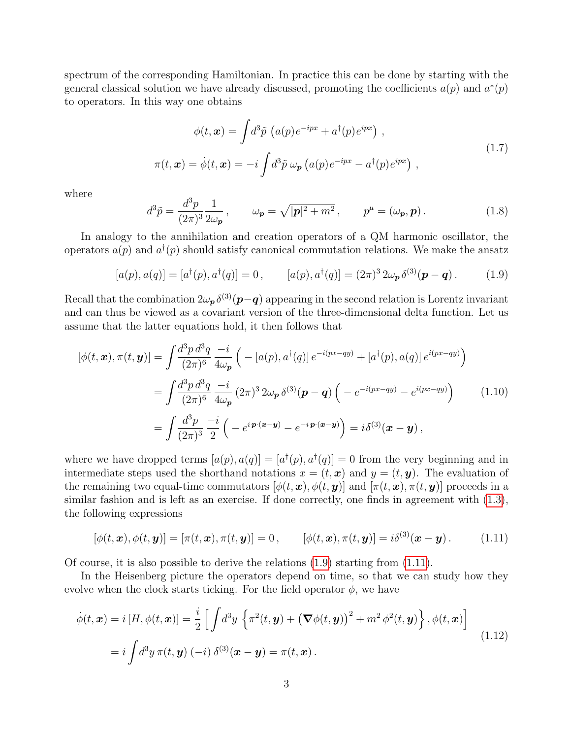spectrum of the corresponding Hamiltonian. In practice this can be done by starting with the general classical solution we have already discussed, promoting the coefficients $a(p)$ and $a^*(p)$ to operators. In this way one obtains

$$
\begin{aligned}
\phi(t,\boldsymbol{x}) &= \int d^3\tilde{p}\, \left( a(p) e^{-ipx} + a^\dagger(p) e^{ipx} \right) , \\
\pi(t,\boldsymbol{x}) = \dot{\phi}(t,\boldsymbol{x}) &= -i \int d^3\tilde{p}\, \omega_{\boldsymbol{p}} \left( a(p) e^{-ipx} - a^\dagger(p) e^{ipx} \right) ,
\end{aligned}
\tag{1.7}
$$

where

$$
d^3\tilde{p} = \frac{d^3p}{(2\pi)^3} \frac{1}{2\omega_{\boldsymbol{p}}} , \qquad \omega_{\boldsymbol{p}} = \sqrt{|\boldsymbol{p}|^2 + m^2} , \qquad p^\mu = (\omega_{\boldsymbol{p}}, \boldsymbol{p}) . \tag{1.8}
$$

In analogy to the annihilation and creation operators of a QM harmonic oscillator, the operators $a(p)$ and $a^\dagger(p)$ should satisfy canonical commutation relations. We make the ansatz

$$
[a(p), a(q)] = [a^\dagger(p), a^\dagger(q)] = 0 , \qquad [a(p), a^\dagger(q)] = (2\pi)^3\, 2\omega_{\boldsymbol{p}}\, \delta^{(3)}(\boldsymbol{p} - \boldsymbol{q}) . \tag{1.9}
$$

Recall that the combination $2\omega_{\boldsymbol{p}}\, \delta^{(3)}(\boldsymbol{p} - \boldsymbol{q})$ appearing in the second relation is Lorentz invariant and can thus be viewed as a covariant version of the three-dimensional delta function. Let us assume that the latter equations hold, it then follows that

$$
\begin{aligned}
[\phi(t,\boldsymbol{x}), \pi(t,\boldsymbol{y})] &= \int \frac{d^3p\, d^3q}{(2\pi)^6} \frac{-i}{4\omega_{\boldsymbol{p}}} \Big( -[a(p), a^\dagger(q)]\, e^{-i(px - qy)} + [a^\dagger(p), a(q)]\, e^{i(px-qy)} \Big) \\
&= \int \frac{d^3p\, d^3q}{(2\pi)^6} \frac{-i}{4\omega_{\boldsymbol{p}}}\, (2\pi)^3\, 2\omega_{\boldsymbol{p}}\, \delta^{(3)}(\boldsymbol{p} - \boldsymbol{q}) \Big( -e^{-i(px-qy)} - e^{i(px-qy)} \Big) \\
&= \int \frac{d^3p}{(2\pi)^3} \frac{-i}{2} \Big( -e^{i\,\boldsymbol{p}\cdot(\boldsymbol{x}-\boldsymbol{y})} - e^{-i\,\boldsymbol{p}\cdot(\boldsymbol{x}-\boldsymbol{y})} \Big) = i\delta^{(3)}(\boldsymbol{x} - \boldsymbol{y}) ,
\end{aligned}
\tag{1.10}
$$

where we have dropped terms $[a(p), a(q)] = [a^\dagger(p), a^\dagger(q)] = 0$ from the very beginning and in intermediate steps used the shorthand notations $x = (t, \boldsymbol{x})$ and $y = (t, \boldsymbol{y})$. The evaluation of the remaining two equal-time commutators $[\phi(t,\boldsymbol{x}), \phi(t,\boldsymbol{y})]$ and $[\pi(t,\boldsymbol{x}), \pi(t,\boldsymbol{y})]$ proceeds in a similar fashion and is left as an exercise. If done correctly, one finds in agreement with (1.3), the following expressions

$$
[\phi(t,\boldsymbol{x}), \phi(t,\boldsymbol{y})] = [\pi(t,\boldsymbol{x}), \pi(t,\boldsymbol{y})] = 0 , \qquad [\phi(t,\boldsymbol{x}), \pi(t,\boldsymbol{y})] = i\delta^{(3)}(\boldsymbol{x} - \boldsymbol{y}) . \tag{1.11}
$$

Of course, it is also possible to derive the relations (1.9) starting from (1.11).

In the Heisenberg picture the operators depend on time, so that we can study how they evolve when the clock starts ticking. For the field operator $\phi$, we have

$$
\begin{aligned}
\dot{\phi}(t,\boldsymbol{x}) = i\,[H, \phi(t,\boldsymbol{x})] &= \frac{i}{2} \Big[ \int d^3y\, \Big\{ \pi^2(t,\boldsymbol{y}) + \big(\boldsymbol{\nabla}\phi(t,\boldsymbol{y})\big)^2 + m^2\, \phi^2(t,\boldsymbol{y}) \Big\} , \phi(t,\boldsymbol{x}) \Big] \\
&= i \int d^3y\, \pi(t,\boldsymbol{y})\, (-i)\, \delta^{(3)}(\boldsymbol{x} - \boldsymbol{y}) = \pi(t,\boldsymbol{x}) .
\end{aligned}
\tag{1.12}
$$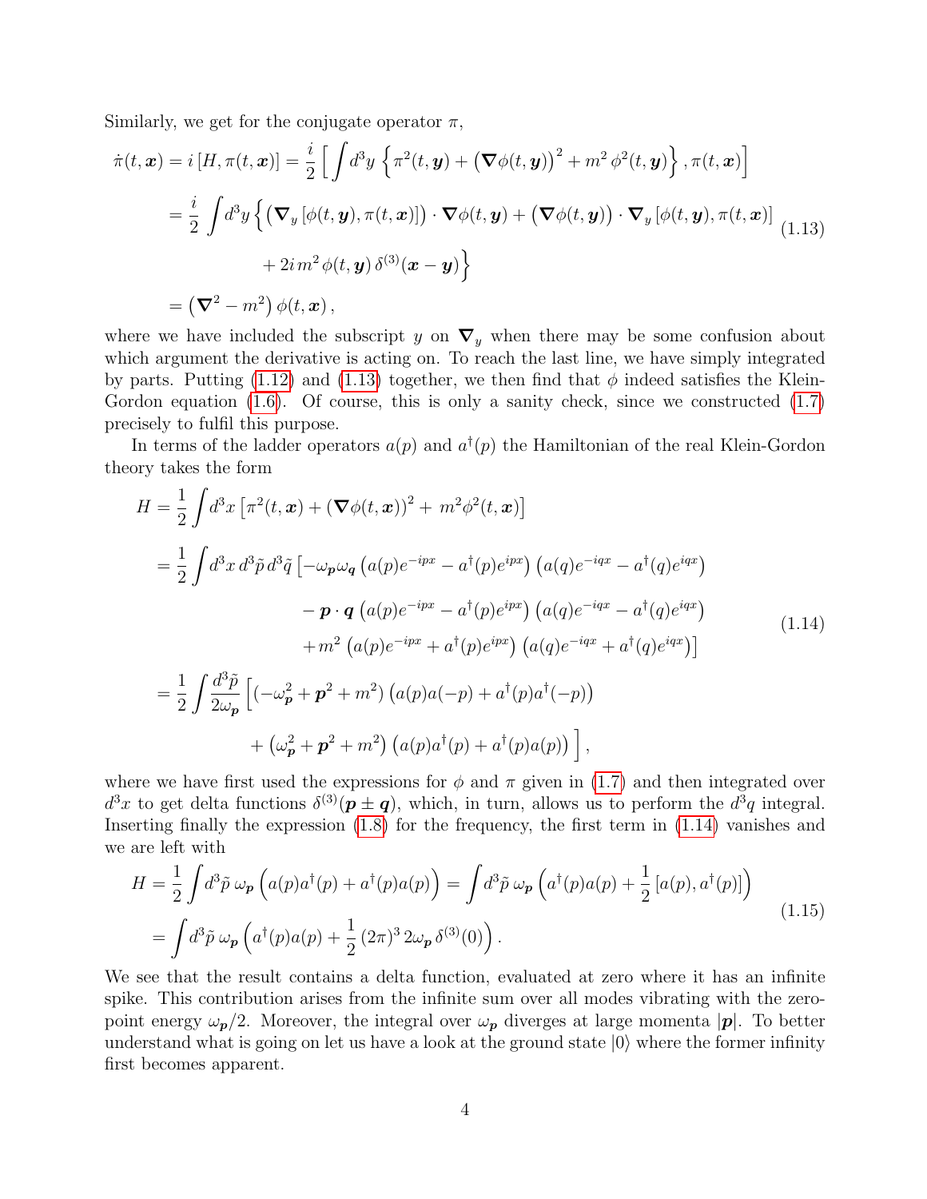Similarly, we get for the conjugate operator $\pi$,

$$
\begin{aligned}
\dot{\pi}(t,\boldsymbol{x}) = i\,[H,\pi(t,\boldsymbol{x})] &= \frac{i}{2}\left[\int d^3y\,\left\{\pi^2(t,\boldsymbol{y}) + \left(\boldsymbol{\nabla}\phi(t,\boldsymbol{y})\right)^2 + m^2\,\phi^2(t,\boldsymbol{y})\right\},\pi(t,\boldsymbol{x})\right] \\
&= \frac{i}{2}\int d^3y\,\Big\{\left(\boldsymbol{\nabla}_y\,[\phi(t,\boldsymbol{y}),\pi(t,\boldsymbol{x})]\right)\cdot\boldsymbol{\nabla}\phi(t,\boldsymbol{y}) + \left(\boldsymbol{\nabla}\phi(t,\boldsymbol{y})\right)\cdot\boldsymbol{\nabla}_y\,[\phi(t,\boldsymbol{y}),\pi(t,\boldsymbol{x})] \\
&\qquad\qquad + 2i\,m^2\,\phi(t,\boldsymbol{y})\,\delta^{(3)}(\boldsymbol{x}-\boldsymbol{y})\Big\} \\
&= \left(\boldsymbol{\nabla}^2 - m^2\right)\phi(t,\boldsymbol{x})\,,
\end{aligned}
\tag{1.13}
$$

where we have included the subscript $y$ on $\boldsymbol{\nabla}_y$ when there may be some confusion about which argument the derivative is acting on. To reach the last line, we have simply integrated by parts. Putting (1.12) and (1.13) together, we then find that $\phi$ indeed satisfies the Klein-Gordon equation (1.6). Of course, this is only a sanity check, since we constructed (1.7) precisely to fulfil this purpose.

In terms of the ladder operators $a(p)$ and $a^\dagger(p)$ the Hamiltonian of the real Klein-Gordon theory takes the form

$$
\begin{aligned}
H &= \frac{1}{2}\int d^3x\,\left[\pi^2(t,\boldsymbol{x}) + \left(\boldsymbol{\nabla}\phi(t,\boldsymbol{x})\right)^2 + m^2\phi^2(t,\boldsymbol{x})\right] \\
&= \frac{1}{2}\int d^3x\,d^3\tilde{p}\,d^3\tilde{q}\,\Big[-\omega_{\boldsymbol{p}}\omega_{\boldsymbol{q}}\left(a(p)e^{-ipx} - a^\dagger(p)e^{ipx}\right)\left(a(q)e^{-iqx} - a^\dagger(q)e^{iqx}\right) \\
&\qquad\qquad - \boldsymbol{p}\cdot\boldsymbol{q}\left(a(p)e^{-ipx} - a^\dagger(p)e^{ipx}\right)\left(a(q)e^{-iqx} - a^\dagger(q)e^{iqx}\right) \\
&\qquad\qquad + m^2\left(a(p)e^{-ipx} + a^\dagger(p)e^{ipx}\right)\left(a(q)e^{-iqx} + a^\dagger(q)e^{iqx}\right)\Big] \\
&= \frac{1}{2}\int\frac{d^3\tilde{p}}{2\omega_{\boldsymbol{p}}}\Big[\left(-\omega_{\boldsymbol{p}}^2 + \boldsymbol{p}^2 + m^2\right)\left(a(p)a(-p) + a^\dagger(p)a^\dagger(-p)\right) \\
&\qquad\qquad + \left(\omega_{\boldsymbol{p}}^2 + \boldsymbol{p}^2 + m^2\right)\left(a(p)a^\dagger(p) + a^\dagger(p)a(p)\right)\Big]\,,
\end{aligned}
\tag{1.14}
$$

where we have first used the expressions for $\phi$ and $\pi$ given in (1.7) and then integrated over $d^3x$ to get delta functions $\delta^{(3)}(\boldsymbol{p}\pm\boldsymbol{q})$, which, in turn, allows us to perform the $d^3q$ integral. Inserting finally the expression (1.8) for the frequency, the first term in (1.14) vanishes and we are left with

$$
\begin{aligned}
H &= \frac{1}{2}\int d^3\tilde{p}\,\omega_{\boldsymbol{p}}\left(a(p)a^\dagger(p) + a^\dagger(p)a(p)\right) = \int d^3\tilde{p}\,\omega_{\boldsymbol{p}}\left(a^\dagger(p)a(p) + \frac{1}{2}\left[a(p),a^\dagger(p)\right]\right) \\
&= \int d^3\tilde{p}\,\omega_{\boldsymbol{p}}\left(a^\dagger(p)a(p) + \frac{1}{2}\,(2\pi)^3\,2\omega_{\boldsymbol{p}}\,\delta^{(3)}(0)\right).
\end{aligned}
\tag{1.15}
$$

We see that the result contains a delta function, evaluated at zero where it has an infinite spike. This contribution arises from the infinite sum over all modes vibrating with the zero-point energy $\omega_{\boldsymbol{p}}/2$. Moreover, the integral over $\omega_{\boldsymbol{p}}$ diverges at large momenta $|\boldsymbol{p}|$. To better understand what is going on let us have a look at the ground state $|0\rangle$ where the former infinity first becomes apparent.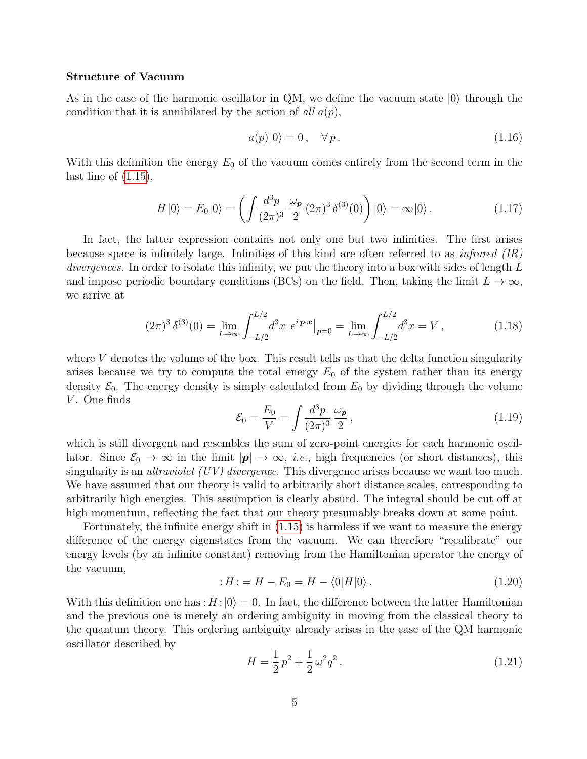**Structure of Vacuum**

As in the case of the harmonic oscillator in QM, we define the vacuum state $|0\rangle$ through the condition that it is annihilated by the action of *all* $a(p)$,

$$a(p)\,|0\rangle = 0\,, \quad \forall\, p\,. \tag{1.16}$$

With this definition the energy $E_0$ of the vacuum comes entirely from the second term in the last line of (1.15),

$$H\,|0\rangle = E_0|0\rangle = \left( \int \frac{d^3p}{(2\pi)^3}\; \frac{\omega_{\boldsymbol{p}}}{2}\,(2\pi)^3\,\delta^{(3)}(0) \right) |0\rangle = \infty\,|0\rangle\,. \tag{1.17}$$

In fact, the latter expression contains not only one but two infinities. The first arises because space is infinitely large. Infinities of this kind are often referred to as *infrared (IR) divergences*. In order to isolate this infinity, we put the theory into a box with sides of length $L$ and impose periodic boundary conditions (BCs) on the field. Then, taking the limit $L \to \infty$, we arrive at

$$(2\pi)^3\,\delta^{(3)}(0) = \lim_{L\to\infty} \int_{-L/2}^{L/2} d^3x\;\, e^{i\,\boldsymbol{p}\cdot\boldsymbol{x}}\big|_{\boldsymbol{p}=0} = \lim_{L\to\infty} \int_{-L/2}^{L/2} d^3x = V\,, \tag{1.18}$$

where $V$ denotes the volume of the box. This result tells us that the delta function singularity arises because we try to compute the total energy $E_0$ of the system rather than its energy density $\mathcal{E}_0$. The energy density is simply calculated from $E_0$ by dividing through the volume $V$. One finds

$$\mathcal{E}_0 = \frac{E_0}{V} = \int \frac{d^3p}{(2\pi)^3}\,\frac{\omega_{\boldsymbol{p}}}{2}\,, \tag{1.19}$$

which is still divergent and resembles the sum of zero-point energies for each harmonic oscillator. Since $\mathcal{E}_0 \to \infty$ in the limit $|\boldsymbol{p}| \to \infty$, *i.e.*, high frequencies (or short distances), this singularity is an *ultraviolet (UV) divergence*. This divergence arises because we want too much. We have assumed that our theory is valid to arbitrarily short distance scales, corresponding to arbitrarily high energies. This assumption is clearly absurd. The integral should be cut off at high momentum, reflecting the fact that our theory presumably breaks down at some point.

Fortunately, the infinite energy shift in (1.15) is harmless if we want to measure the energy difference of the energy eigenstates from the vacuum. We can therefore "recalibrate" our energy levels (by an infinite constant) removing from the Hamiltonian operator the energy of the vacuum,

$$:H: = H - E_0 = H - \langle 0|H|0\rangle\,. \tag{1.20}$$

With this definition one has $:H:|0\rangle = 0$. In fact, the difference between the latter Hamiltonian and the previous one is merely an ordering ambiguity in moving from the classical theory to the quantum theory. This ordering ambiguity already arises in the case of the QM harmonic oscillator described by

$$H = \frac{1}{2}\,p^2 + \frac{1}{2}\,\omega^2 q^2\,. \tag{1.21}$$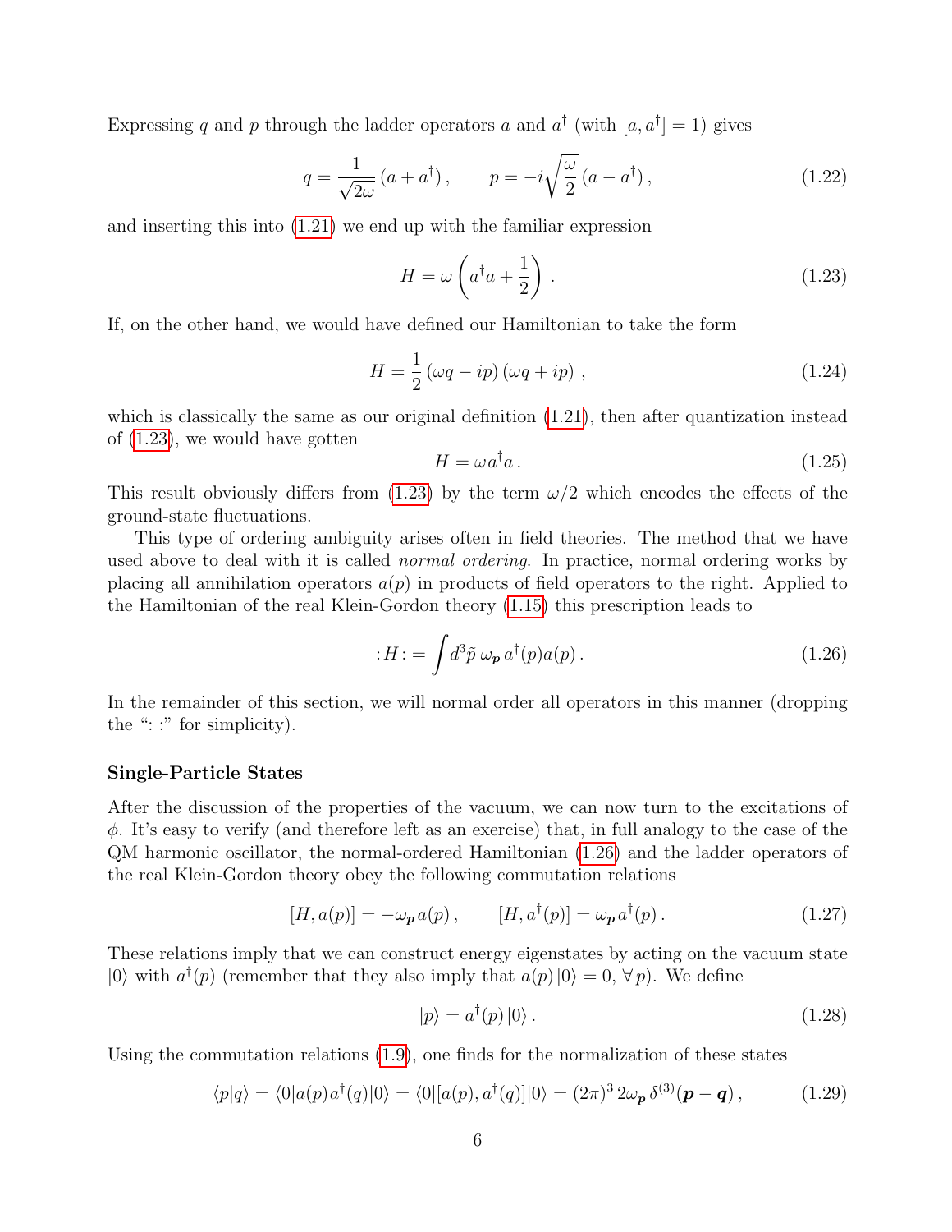Expressing $q$ and $p$ through the ladder operators $a$ and $a^\dagger$ (with $[a, a^\dagger] = 1$) gives

$$q = \frac{1}{\sqrt{2\omega}} \left(a + a^\dagger\right) , \qquad p = -i\sqrt{\frac{\omega}{2}} \left(a - a^\dagger\right) , \tag{1.22}$$

and inserting this into (1.21) we end up with the familiar expression

$$H = \omega \left(a^\dagger a + \frac{1}{2}\right) . \tag{1.23}$$

If, on the other hand, we would have defined our Hamiltonian to take the form

$$H = \frac{1}{2} \left(\omega q - ip\right) \left(\omega q + ip\right) , \tag{1.24}$$

which is classically the same as our original definition (1.21), then after quantization instead of (1.23), we would have gotten

$$H = \omega a^\dagger a \, . \tag{1.25}$$

This result obviously differs from (1.23) by the term $\omega/2$ which encodes the effects of the ground-state fluctuations.

This type of ordering ambiguity arises often in field theories. The method that we have used above to deal with it is called *normal ordering*. In practice, normal ordering works by placing all annihilation operators $a(p)$ in products of field operators to the right. Applied to the Hamiltonian of the real Klein-Gordon theory (1.15) this prescription leads to

$$:H: = \int d^3\tilde{p} \; \omega_{\boldsymbol{p}} \, a^\dagger(p) a(p) \, . \tag{1.26}$$

In the remainder of this section, we will normal order all operators in this manner (dropping the ": :" for simplicity).

**Single-Particle States**

After the discussion of the properties of the vacuum, we can now turn to the excitations of $\phi$. It's easy to verify (and therefore left as an exercise) that, in full analogy to the case of the QM harmonic oscillator, the normal-ordered Hamiltonian (1.26) and the ladder operators of the real Klein-Gordon theory obey the following commutation relations

$$[H, a(p)] = -\omega_{\boldsymbol{p}} \, a(p) \, , \qquad [H, a^\dagger(p)] = \omega_{\boldsymbol{p}} \, a^\dagger(p) \, . \tag{1.27}$$

These relations imply that we can construct energy eigenstates by acting on the vacuum state $|0\rangle$ with $a^\dagger(p)$ (remember that they also imply that $a(p)\,|0\rangle = 0, \; \forall \, p$). We define

$$|p\rangle = a^\dagger(p) \, |0\rangle \, . \tag{1.28}$$

Using the commutation relations (1.9), one finds for the normalization of these states

$$\langle p|q\rangle = \langle 0|a(p) a^\dagger(q)|0\rangle = \langle 0|[a(p), a^\dagger(q)]|0\rangle = (2\pi)^3 \, 2\omega_{\boldsymbol{p}} \, \delta^{(3)}(\boldsymbol{p} - \boldsymbol{q}) \, , \tag{1.29}$$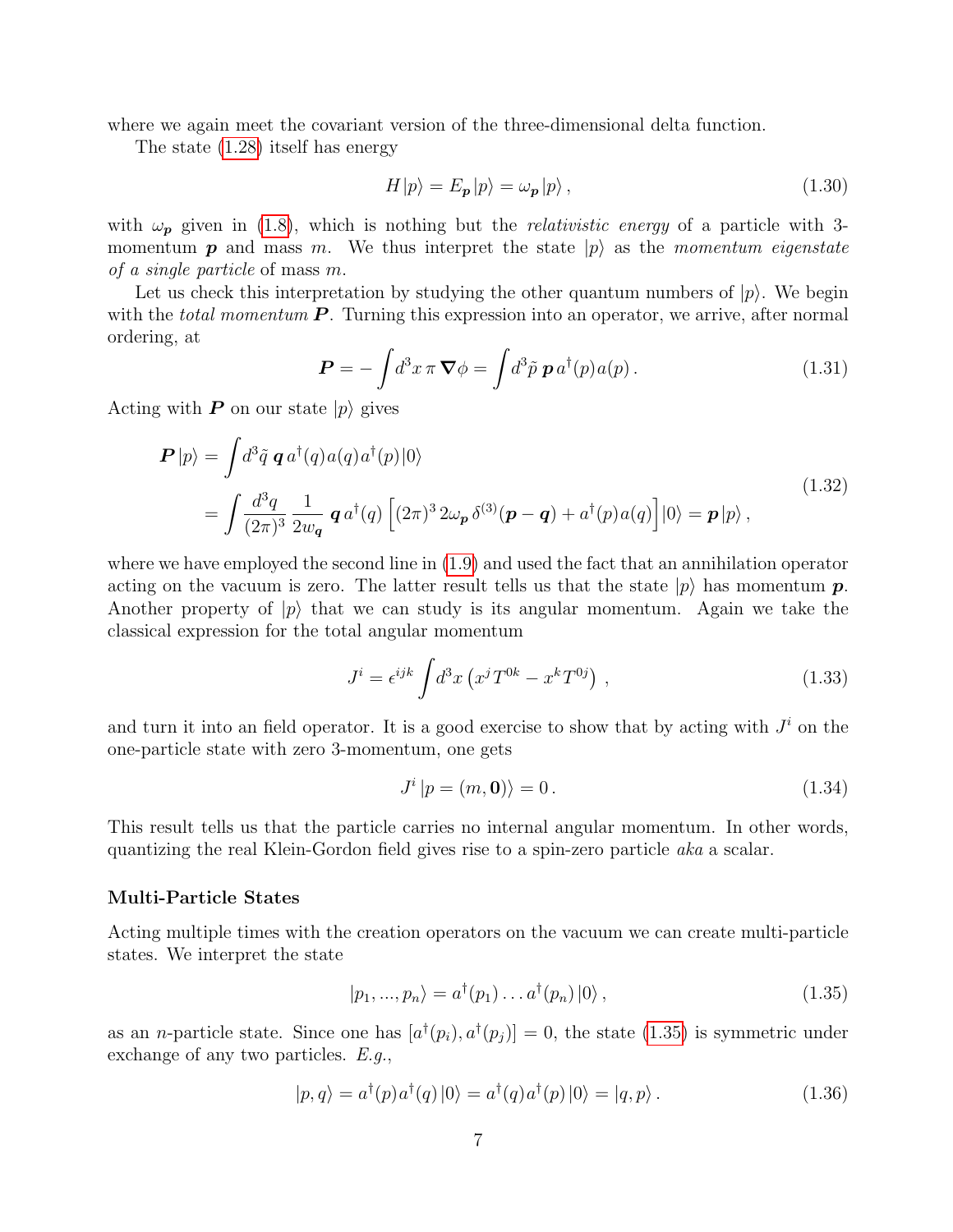where we again meet the covariant version of the three-dimensional delta function.

The state (1.28) itself has energy

$$H\,|p\rangle = E_{\boldsymbol{p}}\,|p\rangle = \omega_{\boldsymbol{p}}\,|p\rangle\,, \tag{1.30}$$

with $\omega_{\boldsymbol{p}}$ given in (1.8), which is nothing but the *relativistic energy* of a particle with 3-momentum $\boldsymbol{p}$ and mass $m$. We thus interpret the state $|p\rangle$ as the *momentum eigenstate of a single particle* of mass $m$.

Let us check this interpretation by studying the other quantum numbers of $|p\rangle$. We begin with the *total momentum* $\boldsymbol{P}$. Turning this expression into an operator, we arrive, after normal ordering, at

$$\boldsymbol{P} = -\int d^3x\,\pi\,\boldsymbol{\nabla}\phi = \int d^3\tilde{p}\;\boldsymbol{p}\,a^\dagger(p)a(p)\,. \tag{1.31}$$

Acting with $\boldsymbol{P}$ on our state $|p\rangle$ gives

$$\begin{aligned}\boldsymbol{P}\,|p\rangle &= \int d^3\tilde{q}\;\boldsymbol{q}\,a^\dagger(q)a(q)a^\dagger(p)\,|0\rangle \\ &= \int \frac{d^3q}{(2\pi)^3}\,\frac{1}{2w_{\boldsymbol{q}}}\;\boldsymbol{q}\,a^\dagger(q)\left[(2\pi)^3\,2\omega_{\boldsymbol{p}}\,\delta^{(3)}(\boldsymbol{p}-\boldsymbol{q}) + a^\dagger(p)a(q)\right]|0\rangle = \boldsymbol{p}\,|p\rangle\,,\end{aligned} \tag{1.32}$$

where we have employed the second line in (1.9) and used the fact that an annihilation operator acting on the vacuum is zero. The latter result tells us that the state $|p\rangle$ has momentum $\boldsymbol{p}$. Another property of $|p\rangle$ that we can study is its angular momentum. Again we take the classical expression for the total angular momentum

$$J^i = \epsilon^{ijk}\int d^3x\left(x^jT^{0k} - x^kT^{0j}\right)\,, \tag{1.33}$$

and turn it into an field operator. It is a good exercise to show that by acting with $J^i$ on the one-particle state with zero 3-momentum, one gets

$$J^i\,|p = (m,\boldsymbol{0})\rangle = 0\,. \tag{1.34}$$

This result tells us that the particle carries no internal angular momentum. In other words, quantizing the real Klein-Gordon field gives rise to a spin-zero particle *aka* a scalar.

### Multi-Particle States

Acting multiple times with the creation operators on the vacuum we can create multi-particle states. We interpret the state

$$|p_1,...,p_n\rangle = a^\dagger(p_1)\ldots a^\dagger(p_n)\,|0\rangle\,, \tag{1.35}$$

as an $n$-particle state. Since one has $[a^\dagger(p_i),a^\dagger(p_j)] = 0$, the state (1.35) is symmetric under exchange of any two particles. *E.g.*,

$$|p,q\rangle = a^\dagger(p)a^\dagger(q)\,|0\rangle = a^\dagger(q)a^\dagger(p)\,|0\rangle = |q,p\rangle\,. \tag{1.36}$$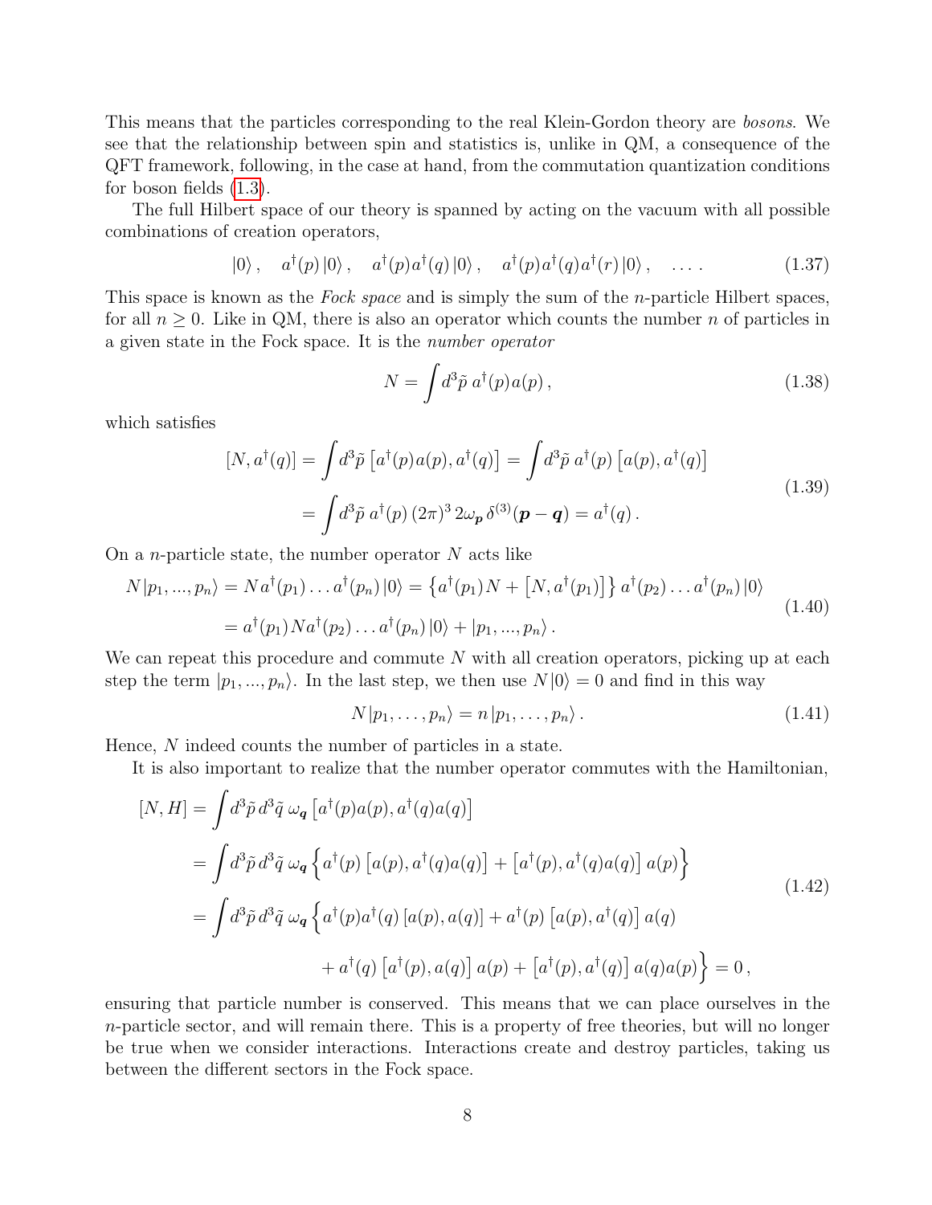This means that the particles corresponding to the real Klein-Gordon theory are *bosons*. We see that the relationship between spin and statistics is, unlike in QM, a consequence of the QFT framework, following, in the case at hand, from the commutation quantization conditions for boson fields (1.3).

The full Hilbert space of our theory is spanned by acting on the vacuum with all possible combinations of creation operators,

$$|0\rangle\,,\quad a^\dagger(p)\,|0\rangle\,,\quad a^\dagger(p)a^\dagger(q)\,|0\rangle\,,\quad a^\dagger(p)a^\dagger(q)a^\dagger(r)\,|0\rangle\,,\quad \ldots\,. \tag{1.37}$$

This space is known as the *Fock space* and is simply the sum of the $n$-particle Hilbert spaces, for all $n \geq 0$. Like in QM, there is also an operator which counts the number $n$ of particles in a given state in the Fock space. It is the *number operator*

$$N = \int d^3\tilde{p}\; a^\dagger(p)a(p)\,, \tag{1.38}$$

which satisfies

$$\begin{aligned}
[N, a^\dagger(q)] &= \int d^3\tilde{p}\,\left[a^\dagger(p)a(p), a^\dagger(q)\right] = \int d^3\tilde{p}\; a^\dagger(p)\left[a(p), a^\dagger(q)\right] \\
&= \int d^3\tilde{p}\; a^\dagger(p)\,(2\pi)^3\,2\omega_{\boldsymbol{p}}\,\delta^{(3)}(\boldsymbol{p}-\boldsymbol{q}) = a^\dagger(q)\,.
\end{aligned} \tag{1.39}$$

On a $n$-particle state, the number operator $N$ acts like

$$\begin{aligned}
N\,|p_1,...,p_n\rangle &= N a^\dagger(p_1)\ldots a^\dagger(p_n)\,|0\rangle = \left\{a^\dagger(p_1)N + \left[N, a^\dagger(p_1)\right]\right\} a^\dagger(p_2)\ldots a^\dagger(p_n)\,|0\rangle \\
&= a^\dagger(p_1)Na^\dagger(p_2)\ldots a^\dagger(p_n)\,|0\rangle + |p_1,...,p_n\rangle\,.
\end{aligned} \tag{1.40}$$

We can repeat this procedure and commute $N$ with all creation operators, picking up at each step the term $|p_1,...,p_n\rangle$. In the last step, we then use $N|0\rangle = 0$ and find in this way

$$N\,|p_1,\ldots,p_n\rangle = n\,|p_1,\ldots,p_n\rangle\,. \tag{1.41}$$

Hence, $N$ indeed counts the number of particles in a state.

It is also important to realize that the number operator commutes with the Hamiltonian,

$$\begin{aligned}
[N, H] &= \int d^3\tilde{p}\,d^3\tilde{q}\;\omega_{\boldsymbol{q}}\left[a^\dagger(p)a(p), a^\dagger(q)a(q)\right] \\
&= \int d^3\tilde{p}\,d^3\tilde{q}\;\omega_{\boldsymbol{q}}\Big\{a^\dagger(p)\left[a(p), a^\dagger(q)a(q)\right] + \left[a^\dagger(p), a^\dagger(q)a(q)\right]a(p)\Big\} \\
&= \int d^3\tilde{p}\,d^3\tilde{q}\;\omega_{\boldsymbol{q}}\Big\{a^\dagger(p)a^\dagger(q)\left[a(p), a(q)\right] + a^\dagger(p)\left[a(p), a^\dagger(q)\right]a(q) \\
&\qquad\qquad + a^\dagger(q)\left[a^\dagger(p), a(q)\right]a(p) + \left[a^\dagger(p), a^\dagger(q)\right]a(q)a(p)\Big\} = 0\,,
\end{aligned} \tag{1.42}$$

ensuring that particle number is conserved. This means that we can place ourselves in the $n$-particle sector, and will remain there. This is a property of free theories, but will no longer be true when we consider interactions. Interactions create and destroy particles, taking us between the different sectors in the Fock space.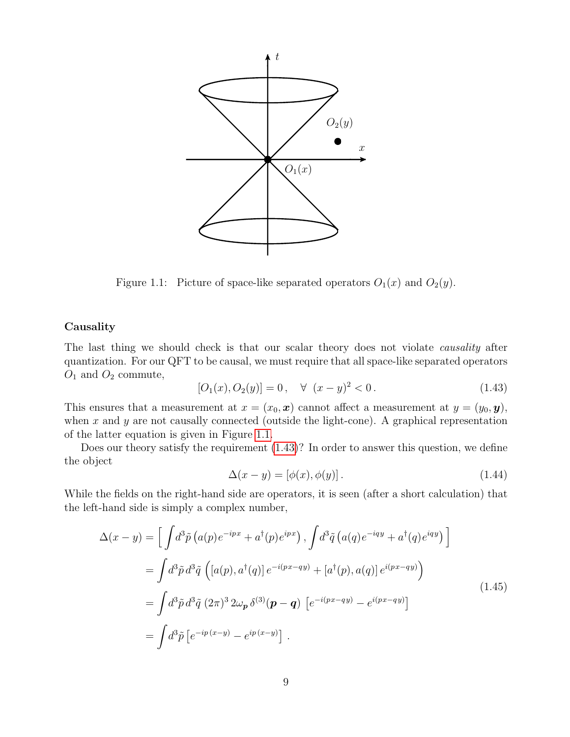Figure 1.1: Picture of space-like separated operators $O_1(x)$ and $O_2(y)$.

### Causality

The last thing we should check is that our scalar theory does not violate *causality* after quantization. For our QFT to be causal, we must require that all space-like separated operators $O_1$ and $O_2$ commute,

$$[O_1(x), O_2(y)] = 0\,, \quad \forall\ (x-y)^2 < 0\,. \tag{1.43}$$

This ensures that a measurement at $x = (x_0, \boldsymbol{x})$ cannot affect a measurement at $y = (y_0, \boldsymbol{y})$, when $x$ and $y$ are not causally connected (outside the light-cone). A graphical representation of the latter equation is given in Figure 1.1.

Does our theory satisfy the requirement (1.43)? In order to answer this question, we define the object

$$\Delta(x-y) = [\phi(x), \phi(y)]\,. \tag{1.44}$$

While the fields on the right-hand side are operators, it is seen (after a short calculation) that the left-hand side is simply a complex number,

$$\begin{aligned}
\Delta(x-y) &= \Big[ \int d^3\tilde{p}\, \big(a(p)e^{-ipx} + a^\dagger(p)e^{ipx}\big)\,, \int d^3\tilde{q}\, \big(a(q)e^{-iqy} + a^\dagger(q)e^{iqy}\big) \Big] \\
&= \int d^3\tilde{p}\, d^3\tilde{q}\, \Big( [a(p), a^\dagger(q)]\, e^{-i(px-qy)} + [a^\dagger(p), a(q)]\, e^{i(px-qy)} \Big) \\
&= \int d^3\tilde{p}\, d^3\tilde{q}\, (2\pi)^3\, 2\omega_{\boldsymbol{p}}\, \delta^{(3)}(\boldsymbol{p}-\boldsymbol{q})\, \left[e^{-i(px-qy)} - e^{i(px-qy)}\right] \\
&= \int d^3\tilde{p} \left[e^{-ip\,(x-y)} - e^{ip\,(x-y)}\right]\,.
\end{aligned} \tag{1.45}$$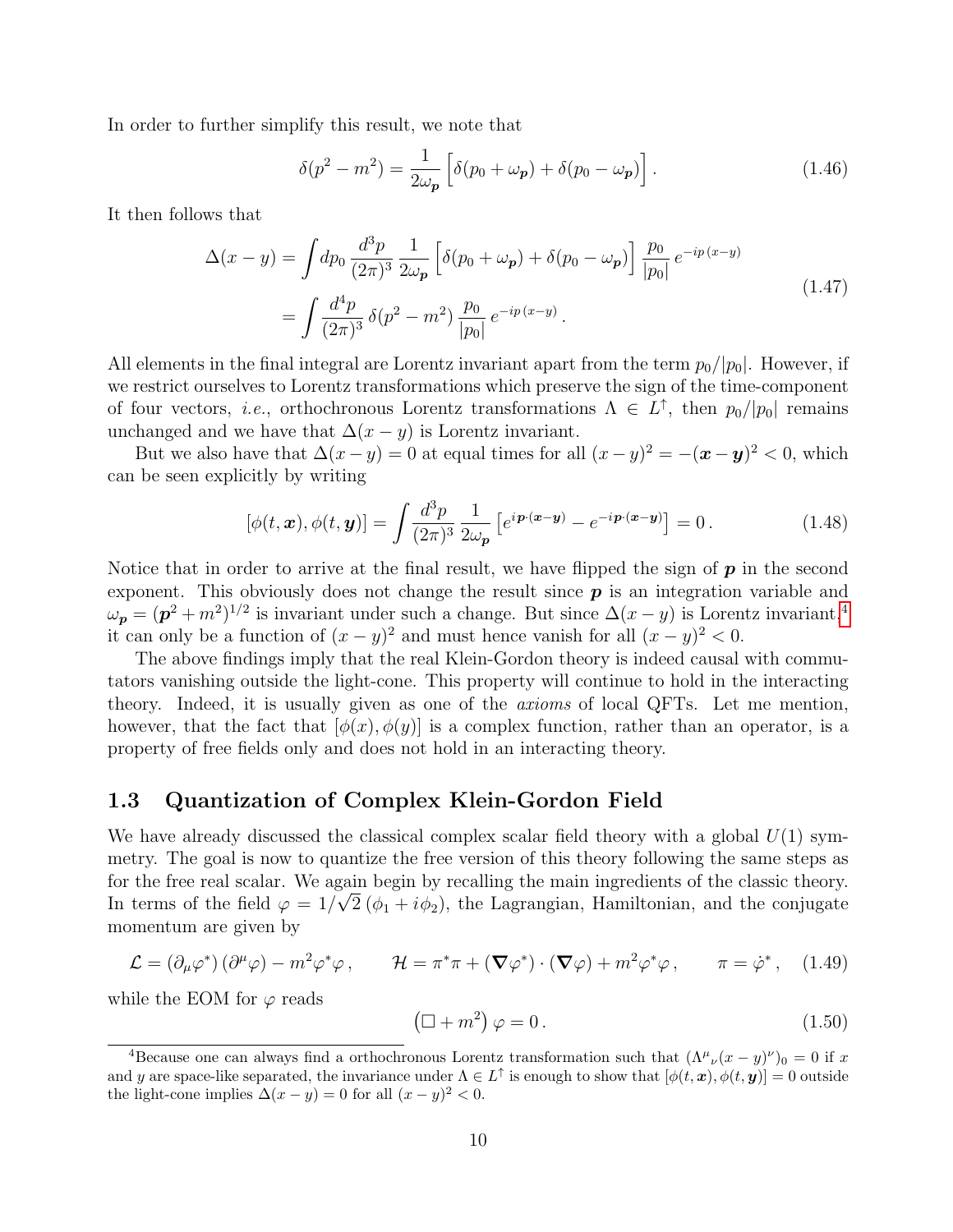In order to further simplify this result, we note that

$$\delta(p^2 - m^2) = \frac{1}{2\omega_{\boldsymbol{p}}} \Big[ \delta(p_0 + \omega_{\boldsymbol{p}}) + \delta(p_0 - \omega_{\boldsymbol{p}}) \Big] . \tag{1.46}$$

It then follows that

$$\begin{aligned} \Delta(x-y) &= \int dp_0 \, \frac{d^3p}{(2\pi)^3} \, \frac{1}{2\omega_{\boldsymbol{p}}} \Big[ \delta(p_0 + \omega_{\boldsymbol{p}}) + \delta(p_0 - \omega_{\boldsymbol{p}}) \Big] \, \frac{p_0}{|p_0|} \, e^{-ip\,(x-y)} \\ &= \int \frac{d^4p}{(2\pi)^3} \, \delta(p^2 - m^2) \, \frac{p_0}{|p_0|} \, e^{-ip\,(x-y)} \, . \end{aligned} \tag{1.47}$$

All elements in the final integral are Lorentz invariant apart from the term $p_0/|p_0|$. However, if we restrict ourselves to Lorentz transformations which preserve the sign of the time-component of four vectors, *i.e.*, orthochronous Lorentz transformations $\Lambda \in L^{\uparrow}$, then $p_0/|p_0|$ remains unchanged and we have that $\Delta(x-y)$ is Lorentz invariant.

But we also have that $\Delta(x-y) = 0$ at equal times for all $(x-y)^2 = -(\boldsymbol{x}-\boldsymbol{y})^2 < 0$, which can be seen explicitly by writing

$$[\phi(t,\boldsymbol{x}), \phi(t,\boldsymbol{y})] = \int \frac{d^3p}{(2\pi)^3} \, \frac{1}{2\omega_{\boldsymbol{p}}} \left[ e^{i\boldsymbol{p}\cdot(\boldsymbol{x}-\boldsymbol{y})} - e^{-i\boldsymbol{p}\cdot(\boldsymbol{x}-\boldsymbol{y})} \right] = 0 \, . \tag{1.48}$$

Notice that in order to arrive at the final result, we have flipped the sign of $\boldsymbol{p}$ in the second exponent. This obviously does not change the result since $\boldsymbol{p}$ is an integration variable and $\omega_{\boldsymbol{p}} = (\boldsymbol{p}^2 + m^2)^{1/2}$ is invariant under such a change. But since $\Delta(x-y)$ is Lorentz invariant,[4] it can only be a function of $(x-y)^2$ and must hence vanish for all $(x-y)^2 < 0$.

The above findings imply that the real Klein-Gordon theory is indeed causal with commutators vanishing outside the light-cone. This property will continue to hold in the interacting theory. Indeed, it is usually given as one of the *axioms* of local QFTs. Let me mention, however, that the fact that $[\phi(x), \phi(y)]$ is a complex function, rather than an operator, is a property of free fields only and does not hold in an interacting theory.

## 1.3 Quantization of Complex Klein-Gordon Field

We have already discussed the classical complex scalar field theory with a global $U(1)$ symmetry. The goal is now to quantize the free version of this theory following the same steps as for the free real scalar. We again begin by recalling the main ingredients of the classic theory. In terms of the field $\varphi = 1/\sqrt{2}\,(\phi_1 + i\phi_2)$, the Lagrangian, Hamiltonian, and the conjugate momentum are given by

$$\mathcal{L} = (\partial_\mu \varphi^*) \, (\partial^\mu \varphi) - m^2 \varphi^* \varphi \, , \qquad \mathcal{H} = \pi^* \pi + (\boldsymbol{\nabla} \varphi^*) \cdot (\boldsymbol{\nabla} \varphi) + m^2 \varphi^* \varphi \, , \qquad \pi = \dot{\varphi}^* \, , \tag{1.49}$$

while the EOM for $\varphi$ reads

$$\left( \Box + m^2 \right) \varphi = 0 \, . \tag{1.50}$$

[4] Because one can always find a orthochronous Lorentz transformation such that $(\Lambda^\mu{}_\nu (x-y)^\nu)_0 = 0$ if $x$ and $y$ are space-like separated, the invariance under $\Lambda \in L^{\uparrow}$ is enough to show that $[\phi(t,\boldsymbol{x}), \phi(t,\boldsymbol{y})] = 0$ outside the light-cone implies $\Delta(x-y) = 0$ for all $(x-y)^2 < 0$.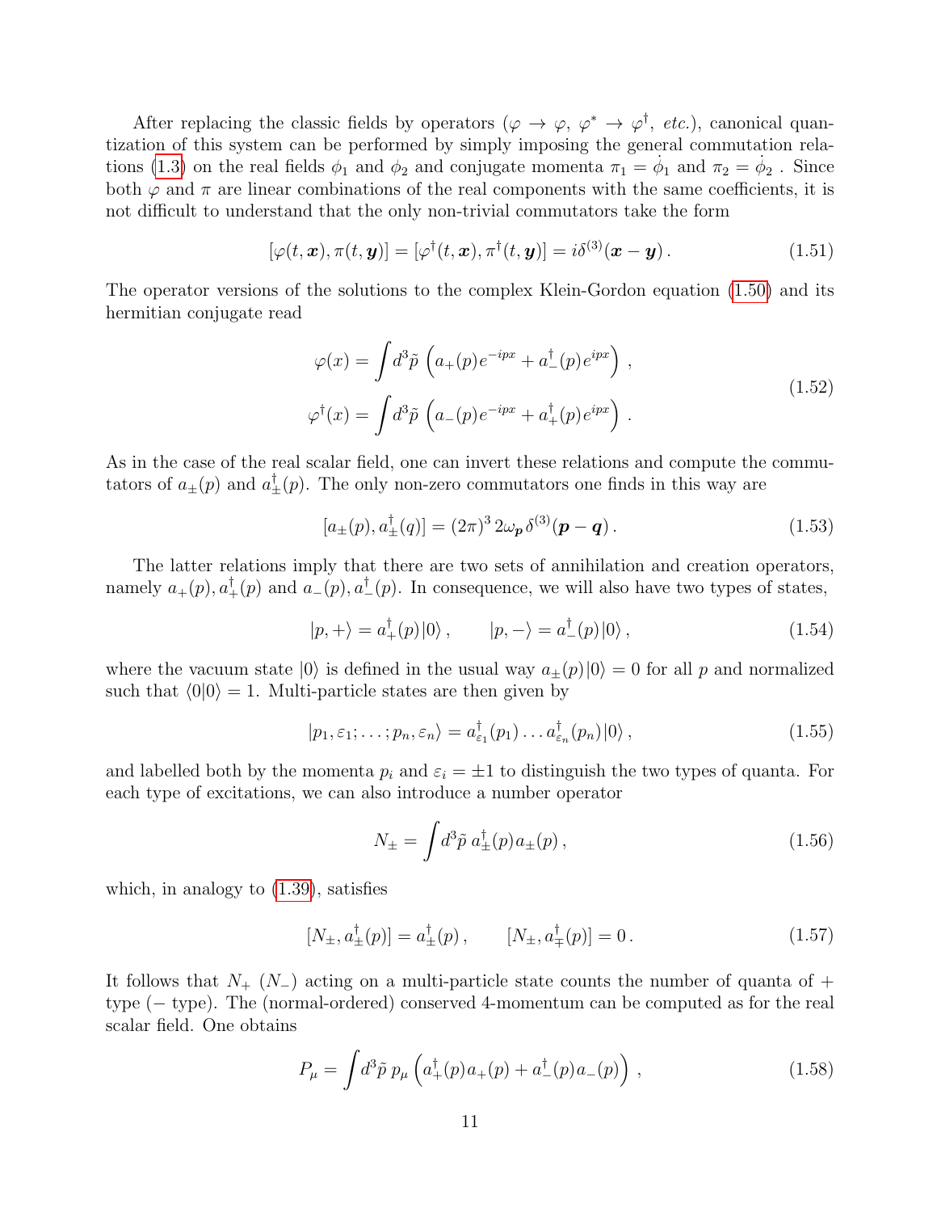After replacing the classic fields by operators ($\varphi \to \varphi$, $\varphi^* \to \varphi^\dagger$, *etc.*), canonical quantization of this system can be performed by simply imposing the general commutation relations (1.3) on the real fields $\phi_1$ and $\phi_2$ and conjugate momenta $\pi_1 = \dot{\phi}_1$ and $\pi_2 = \dot{\phi}_2$ . Since both $\varphi$ and $\pi$ are linear combinations of the real components with the same coefficients, it is not difficult to understand that the only non-trivial commutators take the form

$$[\varphi(t, \boldsymbol{x}), \pi(t, \boldsymbol{y})] = [\varphi^\dagger(t, \boldsymbol{x}), \pi^\dagger(t, \boldsymbol{y})] = i\delta^{(3)}(\boldsymbol{x} - \boldsymbol{y})\,. \tag{1.51}$$

The operator versions of the solutions to the complex Klein-Gordon equation (1.50) and its hermitian conjugate read

$$\begin{aligned}
\varphi(x) &= \int d^3\tilde{p}\, \left( a_+(p) e^{-ipx} + a_-^\dagger(p) e^{ipx} \right) , \\
\varphi^\dagger(x) &= \int d^3\tilde{p}\, \left( a_-(p) e^{-ipx} + a_+^\dagger(p) e^{ipx} \right) .
\end{aligned} \tag{1.52}$$

As in the case of the real scalar field, one can invert these relations and compute the commutators of $a_\pm(p)$ and $a_\pm^\dagger(p)$. The only non-zero commutators one finds in this way are

$$[a_\pm(p), a_\pm^\dagger(q)] = (2\pi)^3\, 2\omega_{\boldsymbol{p}}\, \delta^{(3)}(\boldsymbol{p} - \boldsymbol{q})\,. \tag{1.53}$$

The latter relations imply that there are two sets of annihilation and creation operators, namely $a_+(p), a_+^\dagger(p)$ and $a_-(p), a_-^\dagger(p)$. In consequence, we will also have two types of states,

$$|p, +\rangle = a_+^\dagger(p)|0\rangle\,, \qquad |p, -\rangle = a_-^\dagger(p)|0\rangle\,, \tag{1.54}$$

where the vacuum state $|0\rangle$ is defined in the usual way $a_\pm(p)|0\rangle = 0$ for all $p$ and normalized such that $\langle 0|0\rangle = 1$. Multi-particle states are then given by

$$|p_1, \varepsilon_1; \ldots ; p_n, \varepsilon_n\rangle = a_{\varepsilon_1}^\dagger(p_1) \ldots a_{\varepsilon_n}^\dagger(p_n)|0\rangle\,, \tag{1.55}$$

and labelled both by the momenta $p_i$ and $\varepsilon_i = \pm 1$ to distinguish the two types of quanta. For each type of excitations, we can also introduce a number operator

$$N_\pm = \int d^3\tilde{p}\; a_\pm^\dagger(p) a_\pm(p)\,, \tag{1.56}$$

which, in analogy to (1.39), satisfies

$$[N_\pm, a_\pm^\dagger(p)] = a_\pm^\dagger(p)\,, \qquad [N_\pm, a_\mp^\dagger(p)] = 0\,. \tag{1.57}$$

It follows that $N_+$ ($N_-$) acting on a multi-particle state counts the number of quanta of $+$ type ($-$ type). The (normal-ordered) conserved 4-momentum can be computed as for the real scalar field. One obtains

$$P_\mu = \int d^3\tilde{p}\; p_\mu \left( a_+^\dagger(p) a_+(p) + a_-^\dagger(p) a_-(p) \right) , \tag{1.58}$$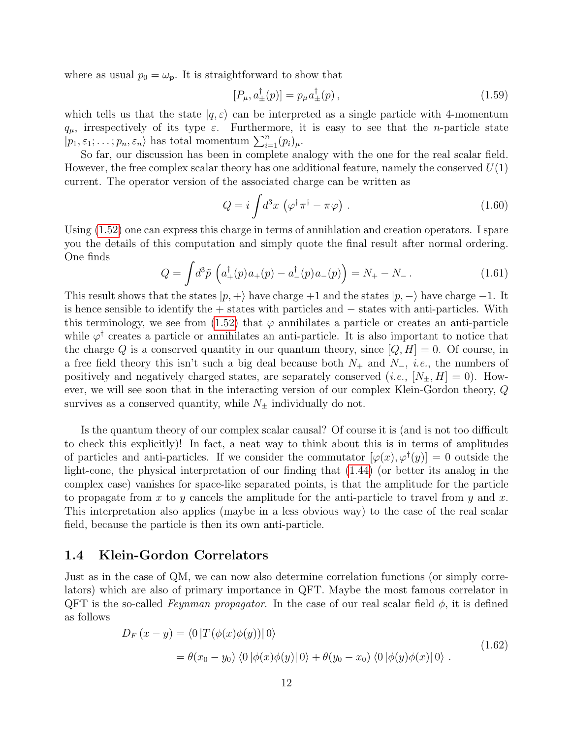where as usual $p_0 = \omega_{\boldsymbol{p}}$. It is straightforward to show that

$$[P_\mu, a_\pm^\dagger(p)] = p_\mu a_\pm^\dagger(p)\,, \tag{1.59}$$

which tells us that the state $|q, \varepsilon\rangle$ can be interpreted as a single particle with 4-momentum $q_\mu$, irrespectively of its type $\varepsilon$. Furthermore, it is easy to see that the $n$-particle state $|p_1, \varepsilon_1; \ldots; p_n, \varepsilon_n\rangle$ has total momentum $\sum_{i=1}^n (p_i)_\mu$.

So far, our discussion has been in complete analogy with the one for the real scalar field. However, the free complex scalar theory has one additional feature, namely the conserved $U(1)$ current. The operator version of the associated charge can be written as

$$Q = i \int d^3x \, \left(\varphi^\dagger \pi^\dagger - \pi \varphi\right) \,. \tag{1.60}$$

Using (1.52) one can express this charge in terms of annihlation and creation operators. I spare you the details of this computation and simply quote the final result after normal ordering. One finds

$$Q = \int d^3\tilde{p} \, \left(a_+^\dagger(p) a_+(p) - a_-^\dagger(p) a_-(p)\right) = N_+ - N_- \,. \tag{1.61}$$

This result shows that the states $|p, +\rangle$ have charge $+1$ and the states $|p, -\rangle$ have charge $-1$. It is hence sensible to identify the $+$ states with particles and $-$ states with anti-particles. With this terminology, we see from (1.52) that $\varphi$ annihilates a particle or creates an anti-particle while $\varphi^\dagger$ creates a particle or annihilates an anti-particle. It is also important to notice that the charge $Q$ is a conserved quantity in our quantum theory, since $[Q, H] = 0$. Of course, in a free field theory this isn't such a big deal because both $N_+$ and $N_-$, *i.e.*, the numbers of positively and negatively charged states, are separately conserved (*i.e.*, $[N_\pm, H] = 0$). However, we will see soon that in the interacting version of our complex Klein-Gordon theory, $Q$ survives as a conserved quantity, while $N_\pm$ individually do not.

Is the quantum theory of our complex scalar causal? Of course it is (and is not too difficult to check this explicitly)! In fact, a neat way to think about this is in terms of amplitudes of particles and anti-particles. If we consider the commutator $[\varphi(x), \varphi^\dagger(y)] = 0$ outside the light-cone, the physical interpretation of our finding that (1.44) (or better its analog in the complex case) vanishes for space-like separated points, is that the amplitude for the particle to propagate from $x$ to $y$ cancels the amplitude for the anti-particle to travel from $y$ and $x$. This interpretation also applies (maybe in a less obvious way) to the case of the real scalar field, because the particle is then its own anti-particle.

## 1.4 Klein-Gordon Correlators

Just as in the case of QM, we can now also determine correlation functions (or simply correlators) which are also of primary importance in QFT. Maybe the most famous correlator in QFT is the so-called *Feynman propagator*. In the case of our real scalar field $\phi$, it is defined as follows

$$\begin{aligned} D_F\left(x-y\right) &= \langle 0 \left| T\left(\phi(x)\phi(y)\right) \right| 0\rangle \\ &= \theta(x_0 - y_0) \, \langle 0 \left| \phi(x)\phi(y) \right| 0\rangle + \theta(y_0 - x_0) \, \langle 0 \left| \phi(y)\phi(x) \right| 0\rangle \,. \end{aligned} \tag{1.62}$$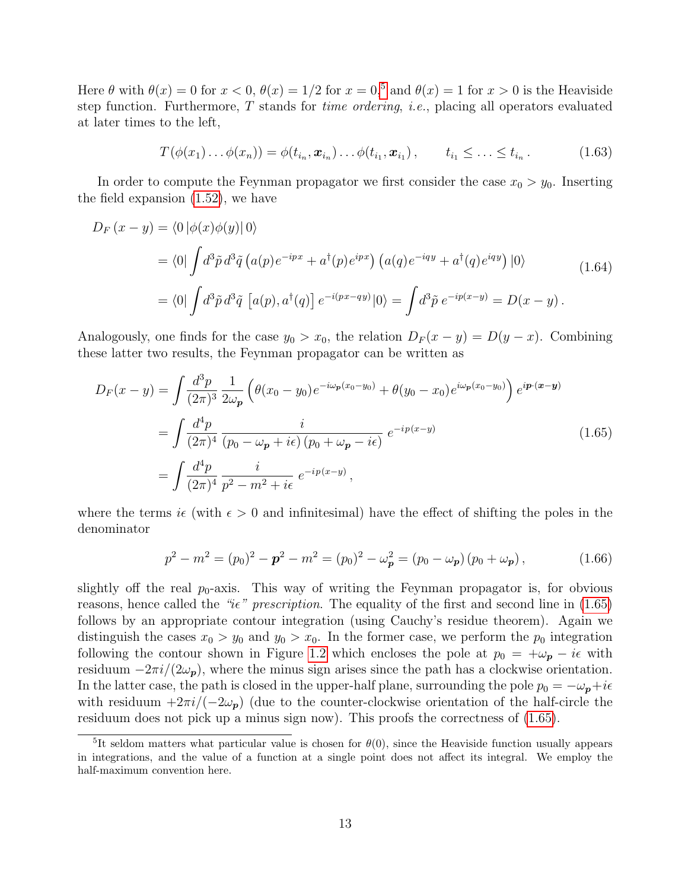Here $\theta$ with $\theta(x) = 0$ for $x < 0$, $\theta(x) = 1/2$ for $x = 0$,[5] and $\theta(x) = 1$ for $x > 0$ is the Heaviside step function. Furthermore, $T$ stands for *time ordering*, *i.e.*, placing all operators evaluated at later times to the left,

$$T(\phi(x_1)\ldots\phi(x_n)) = \phi(t_{i_n}, \boldsymbol{x}_{i_n})\ldots\phi(t_{i_1}, \boldsymbol{x}_{i_1})\,, \qquad t_{i_1} \leq \ldots \leq t_{i_n}\,. \tag{1.63}$$

In order to compute the Feynman propagator we first consider the case $x_0 > y_0$. Inserting the field expansion (1.52), we have

$$\begin{aligned}
D_F\,(x-y) &= \langle 0\,|\phi(x)\phi(y)|\,0\rangle \\
&= \langle 0|\int d^3\tilde{p}\,d^3\tilde{q}\left(a(p)e^{-ipx} + a^\dagger(p)e^{ipx}\right)\left(a(q)e^{-iqy} + a^\dagger(q)e^{iqy}\right)|0\rangle \\
&= \langle 0|\int d^3\tilde{p}\,d^3\tilde{q}\,\left[a(p), a^\dagger(q)\right]e^{-i(px-qy)}|0\rangle = \int d^3\tilde{p}\,e^{-ip(x-y)} = D(x-y)\,.
\end{aligned} \tag{1.64}$$

Analogously, one finds for the case $y_0 > x_0$, the relation $D_F(x-y) = D(y-x)$. Combining these latter two results, the Feynman propagator can be written as

$$\begin{aligned}
D_F(x-y) &= \int \frac{d^3p}{(2\pi)^3}\,\frac{1}{2\omega_{\boldsymbol{p}}}\left(\theta(x_0-y_0)e^{-i\omega_{\boldsymbol{p}}(x_0-y_0)} + \theta(y_0-x_0)e^{i\omega_{\boldsymbol{p}}(x_0-y_0)}\right)e^{i\boldsymbol{p}\cdot(\boldsymbol{x}-\boldsymbol{y})} \\
&= \int \frac{d^4p}{(2\pi)^4}\,\frac{i}{(p_0-\omega_{\boldsymbol{p}}+i\epsilon)\,(p_0+\omega_{\boldsymbol{p}}-i\epsilon)}\;e^{-ip(x-y)} \\
&= \int \frac{d^4p}{(2\pi)^4}\,\frac{i}{p^2-m^2+i\epsilon}\;e^{-ip(x-y)}\,,
\end{aligned} \tag{1.65}$$

where the terms $i\epsilon$ (with $\epsilon > 0$ and infinitesimal) have the effect of shifting the poles in the denominator

$$p^2 - m^2 = (p_0)^2 - \boldsymbol{p}^2 - m^2 = (p_0)^2 - \omega_{\boldsymbol{p}}^2 = (p_0 - \omega_{\boldsymbol{p}})\,(p_0 + \omega_{\boldsymbol{p}})\,, \tag{1.66}$$

slightly off the real $p_0$-axis. This way of writing the Feynman propagator is, for obvious reasons, hence called the *"iϵ" prescription*. The equality of the first and second line in (1.65) follows by an appropriate contour integration (using Cauchy's residue theorem). Again we distinguish the cases $x_0 > y_0$ and $y_0 > x_0$. In the former case, we perform the $p_0$ integration following the contour shown in Figure 1.2 which encloses the pole at $p_0 = +\omega_{\boldsymbol{p}} - i\epsilon$ with residuum $-2\pi i/(2\omega_{\boldsymbol{p}})$, where the minus sign arises since the path has a clockwise orientation. In the latter case, the path is closed in the upper-half plane, surrounding the pole $p_0 = -\omega_{\boldsymbol{p}} + i\epsilon$ with residuum $+2\pi i/(-2\omega_{\boldsymbol{p}})$ (due to the counter-clockwise orientation of the half-circle the residuum does not pick up a minus sign now). This proofs the correctness of (1.65).

[5] It seldom matters what particular value is chosen for $\theta(0)$, since the Heaviside function usually appears in integrations, and the value of a function at a single point does not affect its integral. We employ the half-maximum convention here.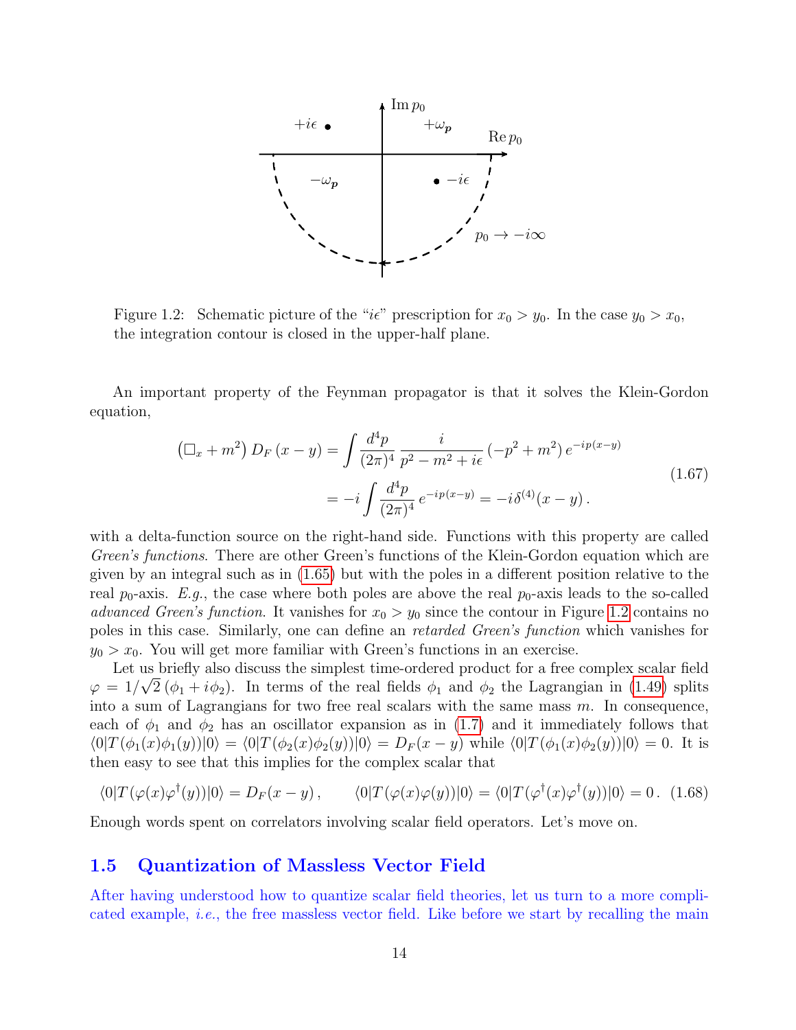Figure 1.2: Schematic picture of the "$i\epsilon$" prescription for $x_0 > y_0$. In the case $y_0 > x_0$, the integration contour is closed in the upper-half plane.

An important property of the Feynman propagator is that it solves the Klein-Gordon equation,

$$
\begin{aligned}
\left(\Box_x + m^2\right) D_F\left(x-y\right) &= \int \frac{d^4p}{(2\pi)^4}\, \frac{i}{p^2 - m^2 + i\epsilon}\left(-p^2+m^2\right) e^{-ip(x-y)} \\
&= -i\int \frac{d^4p}{(2\pi)^4}\, e^{-ip(x-y)} = -i\delta^{(4)}(x-y)\,.
\end{aligned}
\tag{1.67}
$$

with a delta-function source on the right-hand side. Functions with this property are called *Green's functions*. There are other Green's functions of the Klein-Gordon equation which are given by an integral such as in (1.65) but with the poles in a different position relative to the real $p_0$-axis. *E.g.*, the case where both poles are above the real $p_0$-axis leads to the so-called *advanced Green's function*. It vanishes for $x_0 > y_0$ since the contour in Figure 1.2 contains no poles in this case. Similarly, one can define an *retarded Green's function* which vanishes for $y_0 > x_0$. You will get more familiar with Green's functions in an exercise.

Let us briefly also discuss the simplest time-ordered product for a free complex scalar field $\varphi = 1/\sqrt{2}\,(\phi_1 + i\phi_2)$. In terms of the real fields $\phi_1$ and $\phi_2$ the Lagrangian in (1.49) splits into a sum of Lagrangians for two free real scalars with the same mass $m$. In consequence, each of $\phi_1$ and $\phi_2$ has an oscillator expansion as in (1.7) and it immediately follows that $\langle 0|T(\phi_1(x)\phi_1(y))|0\rangle = \langle 0|T(\phi_2(x)\phi_2(y))|0\rangle = D_F(x-y)$ while $\langle 0|T(\phi_1(x)\phi_2(y))|0\rangle = 0$. It is then easy to see that this implies for the complex scalar that

$$
\langle 0|T(\varphi(x)\varphi^\dagger(y))|0\rangle = D_F(x-y)\,, \qquad \langle 0|T(\varphi(x)\varphi(y))|0\rangle = \langle 0|T(\varphi^\dagger(x)\varphi^\dagger(y))|0\rangle = 0\,. \tag{1.68}
$$

Enough words spent on correlators involving scalar field operators. Let's move on.

## 1.5 Quantization of Massless Vector Field

After having understood how to quantize scalar field theories, let us turn to a more complicated example, *i.e.*, the free massless vector field. Like before we start by recalling the main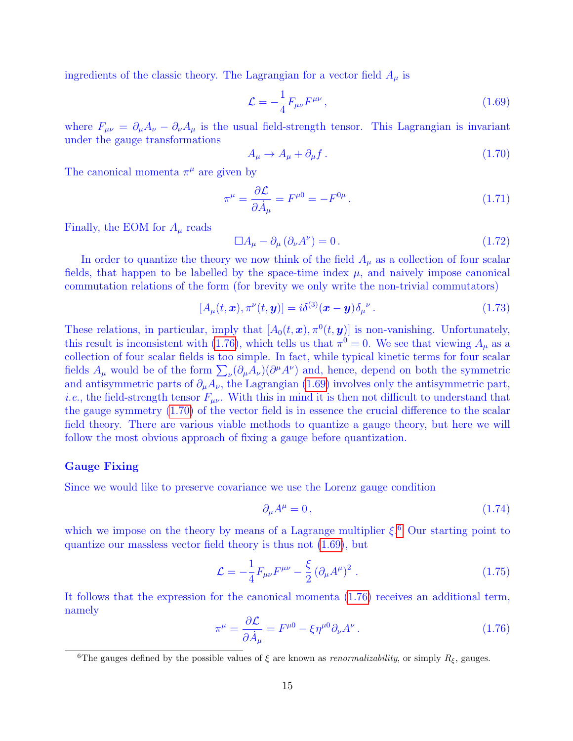ingredients of the classic theory. The Lagrangian for a vector field $A_\mu$ is

$$\mathcal{L} = -\frac{1}{4} F_{\mu\nu} F^{\mu\nu} \,, \tag{1.69}$$

where $F_{\mu\nu} = \partial_\mu A_\nu - \partial_\nu A_\mu$ is the usual field-strength tensor. This Lagrangian is invariant under the gauge transformations

$$A_\mu \to A_\mu + \partial_\mu f \,. \tag{1.70}$$

The canonical momenta $\pi^\mu$ are given by

$$\pi^\mu = \frac{\partial \mathcal{L}}{\partial \dot{A}_\mu} = F^{\mu 0} = -F^{0\mu} \,. \tag{1.71}$$

Finally, the EOM for $A_\mu$ reads

$$\Box A_\mu - \partial_\mu \left( \partial_\nu A^\nu \right) = 0 \,. \tag{1.72}$$

In order to quantize the theory we now think of the field $A_\mu$ as a collection of four scalar fields, that happen to be labelled by the space-time index $\mu$, and naively impose canonical commutation relations of the form (for brevity we only write the non-trivial commutators)

$$[A_\mu(t, \boldsymbol{x}), \pi^\nu(t, \boldsymbol{y})] = i \delta^{(3)}(\boldsymbol{x} - \boldsymbol{y}) \delta_\mu{}^\nu \,. \tag{1.73}$$

These relations, in particular, imply that $[A_0(t, \boldsymbol{x}), \pi^0(t, \boldsymbol{y})]$ is non-vanishing. Unfortunately, this result is inconsistent with (1.76), which tells us that $\pi^0 = 0$. We see that viewing $A_\mu$ as a collection of four scalar fields is too simple. In fact, while typical kinetic terms for four scalar fields $A_\mu$ would be of the form $\sum_\nu (\partial_\mu A_\nu)(\partial^\mu A^\nu)$ and, hence, depend on both the symmetric and antisymmetric parts of $\partial_\mu A_\nu$, the Lagrangian (1.69) involves only the antisymmetric part, *i.e.*, the field-strength tensor $F_{\mu\nu}$. With this in mind it is then not difficult to understand that the gauge symmetry (1.70) of the vector field is in essence the crucial difference to the scalar field theory. There are various viable methods to quantize a gauge theory, but here we will follow the most obvious approach of fixing a gauge before quantization.

### Gauge Fixing

Since we would like to preserve covariance we use the Lorenz gauge condition

$$\partial_\mu A^\mu = 0 \,, \tag{1.74}$$

which we impose on the theory by means of a Lagrange multiplier $\xi$.[6] Our starting point to quantize our massless vector field theory is thus not (1.69), but

$$\mathcal{L} = -\frac{1}{4} F_{\mu\nu} F^{\mu\nu} - \frac{\xi}{2} \left( \partial_\mu A^\mu \right)^2 \,. \tag{1.75}$$

It follows that the expression for the canonical momenta (1.76) receives an additional term, namely

$$\pi^\mu = \frac{\partial \mathcal{L}}{\partial \dot{A}_\mu} = F^{\mu 0} - \xi \eta^{\mu 0} \partial_\nu A^\nu \,. \tag{1.76}$$

[6] The gauges defined by the possible values of $\xi$ are known as *renormalizability*, or simply $R_\xi$, gauges.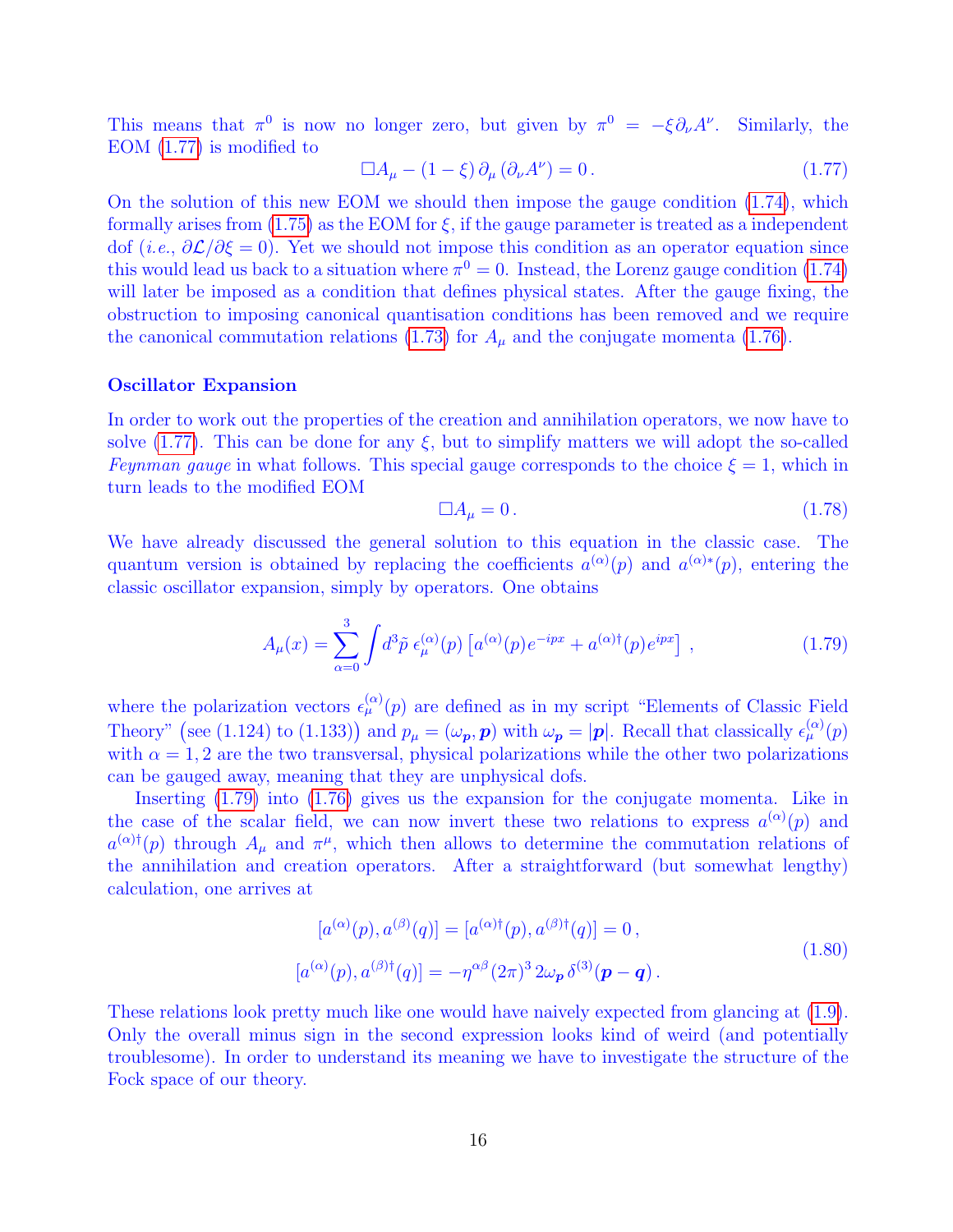This means that $\pi^0$ is now no longer zero, but given by $\pi^0 = -\xi \partial_\nu A^\nu$. Similarly, the EOM (1.77) is modified to

$$\Box A_\mu - (1-\xi)\, \partial_\mu \left(\partial_\nu A^\nu\right) = 0 \,. \tag{1.77}$$

On the solution of this new EOM we should then impose the gauge condition (1.74), which formally arises from (1.75) as the EOM for $\xi$, if the gauge parameter is treated as a independent dof (*i.e.*, $\partial \mathcal{L}/\partial \xi = 0$). Yet we should not impose this condition as an operator equation since this would lead us back to a situation where $\pi^0 = 0$. Instead, the Lorenz gauge condition (1.74) will later be imposed as a condition that defines physical states. After the gauge fixing, the obstruction to imposing canonical quantisation conditions has been removed and we require the canonical commutation relations (1.73) for $A_\mu$ and the conjugate momenta (1.76).

### Oscillator Expansion

In order to work out the properties of the creation and annihilation operators, we now have to solve (1.77). This can be done for any $\xi$, but to simplify matters we will adopt the so-called *Feynman gauge* in what follows. This special gauge corresponds to the choice $\xi = 1$, which in turn leads to the modified EOM

$$\Box A_\mu = 0 \,. \tag{1.78}$$

We have already discussed the general solution to this equation in the classic case. The quantum version is obtained by replacing the coefficients $a^{(\alpha)}(p)$ and $a^{(\alpha)*}(p)$, entering the classic oscillator expansion, simply by operators. One obtains

$$A_\mu(x) = \sum_{\alpha=0}^{3} \int d^3\tilde{p}\; \epsilon_\mu^{(\alpha)}(p) \left[ a^{(\alpha)}(p) e^{-ipx} + a^{(\alpha)\dagger}(p) e^{ipx} \right] \,, \tag{1.79}$$

where the polarization vectors $\epsilon_\mu^{(\alpha)}(p)$ are defined as in my script "Elements of Classic Field Theory" (see (1.124) to (1.133)) and $p_\mu = (\omega_{\boldsymbol{p}}, \boldsymbol{p})$ with $\omega_{\boldsymbol{p}} = |\boldsymbol{p}|$. Recall that classically $\epsilon_\mu^{(\alpha)}(p)$ with $\alpha = 1, 2$ are the two transversal, physical polarizations while the other two polarizations can be gauged away, meaning that they are unphysical dofs.

Inserting (1.79) into (1.76) gives us the expansion for the conjugate momenta. Like in the case of the scalar field, we can now invert these two relations to express $a^{(\alpha)}(p)$ and $a^{(\alpha)\dagger}(p)$ through $A_\mu$ and $\pi^\mu$, which then allows to determine the commutation relations of the annihilation and creation operators. After a straightforward (but somewhat lengthy) calculation, one arrives at

$$\begin{aligned}
[a^{(\alpha)}(p), a^{(\beta)}(q)] = [a^{(\alpha)\dagger}(p), a^{(\beta)\dagger}(q)] = 0 \,, \\
[a^{(\alpha)}(p), a^{(\beta)\dagger}(q)] = -\eta^{\alpha\beta} (2\pi)^3\, 2\omega_{\boldsymbol{p}}\, \delta^{(3)}(\boldsymbol{p} - \boldsymbol{q}) \,.
\end{aligned} \tag{1.80}$$

These relations look pretty much like one would have naively expected from glancing at (1.9). Only the overall minus sign in the second expression looks kind of weird (and potentially troublesome). In order to understand its meaning we have to investigate the structure of the Fock space of our theory.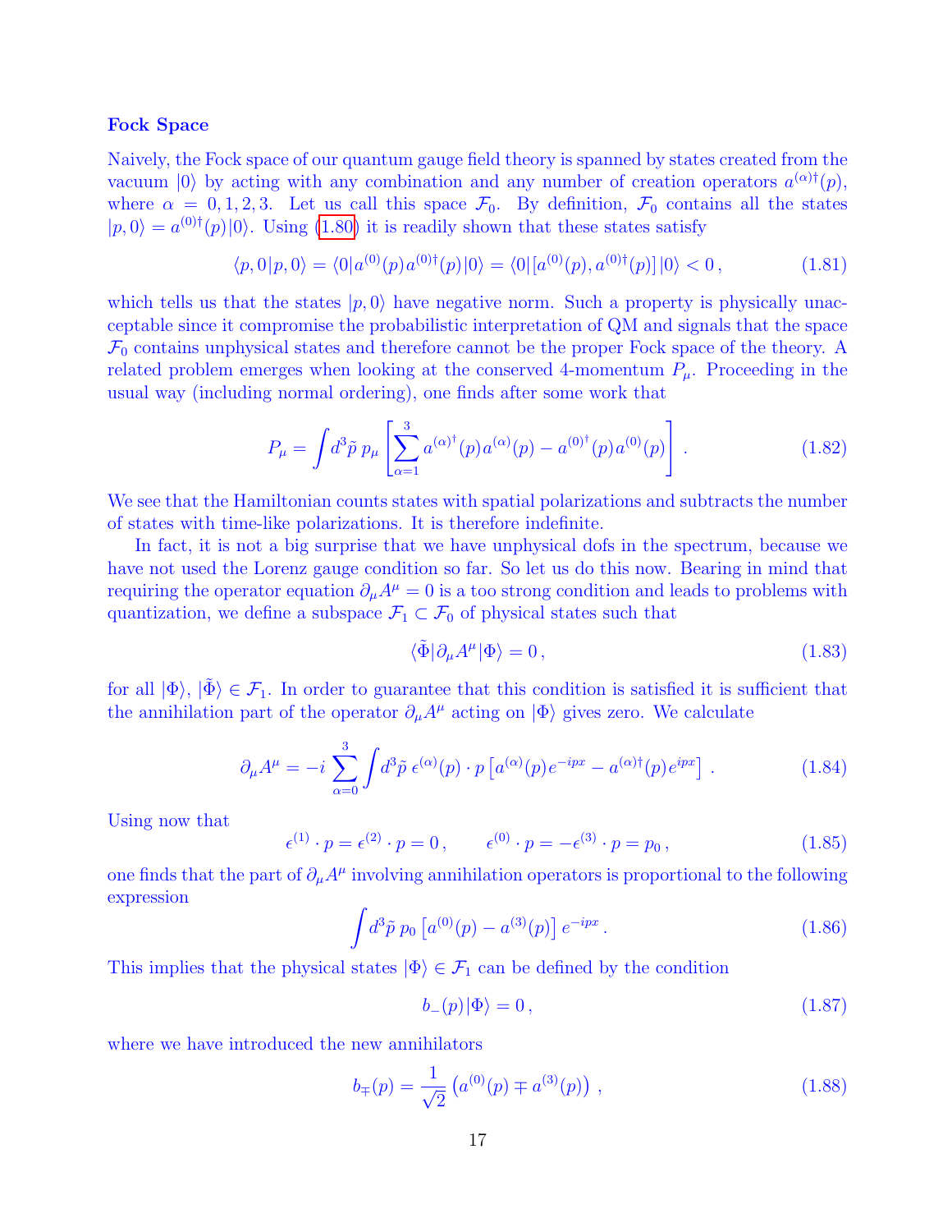### Fock Space

Naively, the Fock space of our quantum gauge field theory is spanned by states created from the vacuum $|0\rangle$ by acting with any combination and any number of creation operators $a^{(\alpha)\dagger}(p)$, where $\alpha = 0, 1, 2, 3$. Let us call this space $\mathcal{F}_0$. By definition, $\mathcal{F}_0$ contains all the states $|p, 0\rangle = a^{(0)\dagger}(p)|0\rangle$. Using (1.80) it is readily shown that these states satisfy

$$\langle p, 0|p, 0\rangle = \langle 0|a^{(0)}(p)a^{(0)\dagger}(p)|0\rangle = \langle 0|[a^{(0)}(p), a^{(0)\dagger}(p)]|0\rangle < 0\,, \tag{1.81}$$

which tells us that the states $|p, 0\rangle$ have negative norm. Such a property is physically unacceptable since it compromise the probabilistic interpretation of QM and signals that the space $\mathcal{F}_0$ contains unphysical states and therefore cannot be the proper Fock space of the theory. A related problem emerges when looking at the conserved 4-momentum $P_\mu$. Proceeding in the usual way (including normal ordering), one finds after some work that

$$P_\mu = \int d^3\tilde{p}\; p_\mu \left[\sum_{\alpha=1}^{3} a^{(\alpha)^\dagger}(p)a^{(\alpha)}(p) - a^{(0)^\dagger}(p)a^{(0)}(p)\right]\,. \tag{1.82}$$

We see that the Hamiltonian counts states with spatial polarizations and subtracts the number of states with time-like polarizations. It is therefore indefinite.

In fact, it is not a big surprise that we have unphysical dofs in the spectrum, because we have not used the Lorenz gauge condition so far. So let us do this now. Bearing in mind that requiring the operator equation $\partial_\mu A^\mu = 0$ is a too strong condition and leads to problems with quantization, we define a subspace $\mathcal{F}_1 \subset \mathcal{F}_0$ of physical states such that

$$\langle\tilde{\Phi}|\partial_\mu A^\mu|\Phi\rangle = 0\,, \tag{1.83}$$

for all $|\Phi\rangle$, $|\tilde{\Phi}\rangle \in \mathcal{F}_1$. In order to guarantee that this condition is satisfied it is sufficient that the annihilation part of the operator $\partial_\mu A^\mu$ acting on $|\Phi\rangle$ gives zero. We calculate

$$\partial_\mu A^\mu = -i\sum_{\alpha=0}^{3}\int d^3\tilde{p}\; \epsilon^{(\alpha)}(p)\cdot p\left[a^{(\alpha)}(p)e^{-ipx} - a^{(\alpha)\dagger}(p)e^{ipx}\right]\,. \tag{1.84}$$

Using now that

$$\epsilon^{(1)}\cdot p = \epsilon^{(2)}\cdot p = 0\,, \qquad \epsilon^{(0)}\cdot p = -\epsilon^{(3)}\cdot p = p_0\,, \tag{1.85}$$

one finds that the part of $\partial_\mu A^\mu$ involving annihilation operators is proportional to the following expression

$$\int d^3\tilde{p}\; p_0\left[a^{(0)}(p) - a^{(3)}(p)\right]e^{-ipx}\,. \tag{1.86}$$

This implies that the physical states $|\Phi\rangle \in \mathcal{F}_1$ can be defined by the condition

$$b_-(p)|\Phi\rangle = 0\,, \tag{1.87}$$

where we have introduced the new annihilators

$$b_\mp(p) = \frac{1}{\sqrt{2}}\left(a^{(0)}(p) \mp a^{(3)}(p)\right)\,, \tag{1.88}$$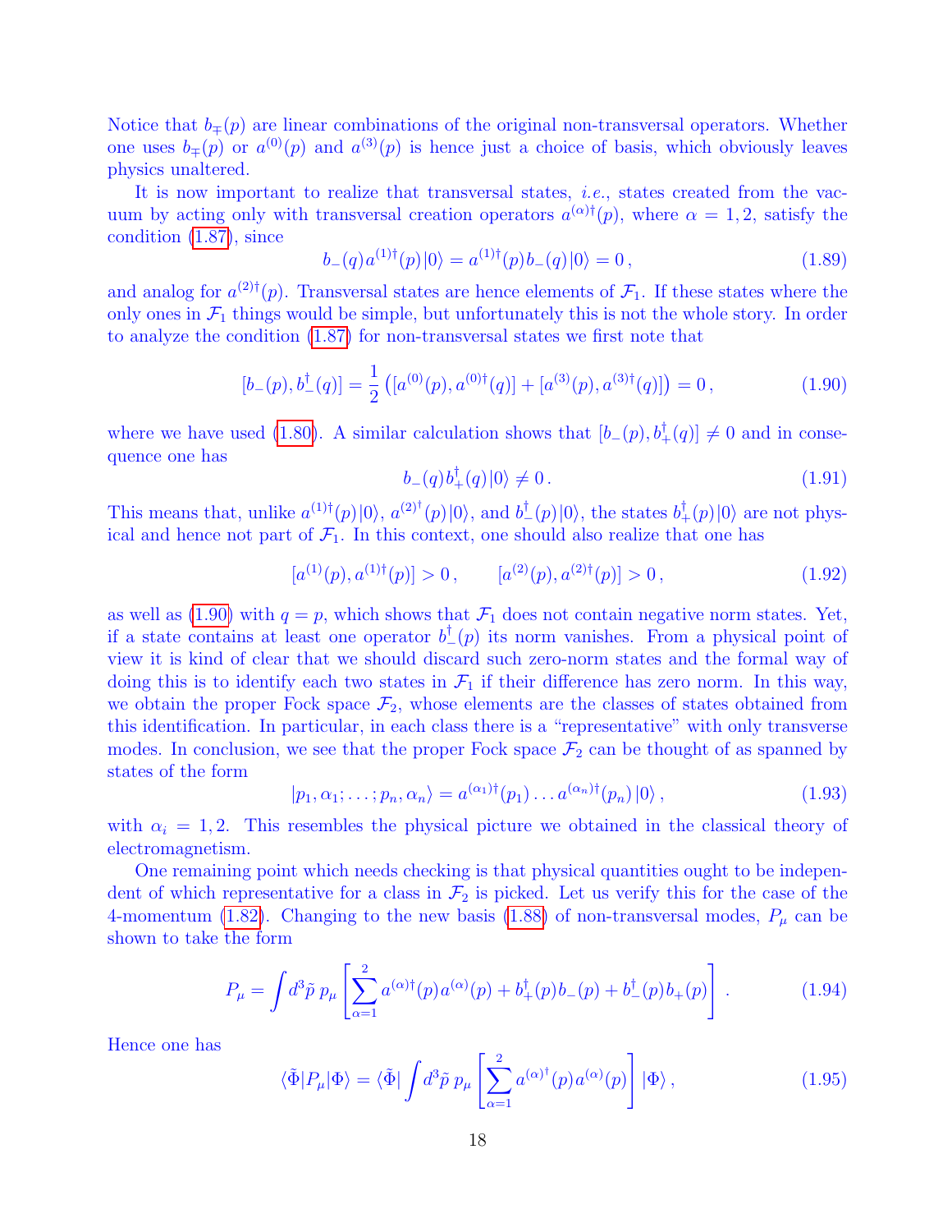Notice that $b_\mp(p)$ are linear combinations of the original non-transversal operators. Whether one uses $b_\mp(p)$ or $a^{(0)}(p)$ and $a^{(3)}(p)$ is hence just a choice of basis, which obviously leaves physics unaltered.

It is now important to realize that transversal states, *i.e.*, states created from the vacuum by acting only with transversal creation operators $a^{(\alpha)\dagger}(p)$, where $\alpha = 1, 2$, satisfy the condition (1.87), since

$$b_-(q)\,a^{(1)\dagger}(p)\,|0\rangle = a^{(1)\dagger}(p)\,b_-(q)\,|0\rangle = 0\,, \tag{1.89}$$

and analog for $a^{(2)\dagger}(p)$. Transversal states are hence elements of $\mathcal{F}_1$. If these states where the only ones in $\mathcal{F}_1$ things would be simple, but unfortunately this is not the whole story. In order to analyze the condition (1.87) for non-transversal states we first note that

$$[b_-(p), b_-^\dagger(q)] = \frac{1}{2}\left([a^{(0)}(p), a^{(0)\dagger}(q)] + [a^{(3)}(p), a^{(3)\dagger}(q)]\right) = 0\,, \tag{1.90}$$

where we have used (1.80). A similar calculation shows that $[b_-(p), b_+^\dagger(q)] \neq 0$ and in consequence one has

$$b_-(q)\,b_+^\dagger(q)\,|0\rangle \neq 0\,. \tag{1.91}$$

This means that, unlike $a^{(1)\dagger}(p)|0\rangle$, $a^{(2)^\dagger}(p)|0\rangle$, and $b_-^\dagger(p)|0\rangle$, the states $b_+^\dagger(p)|0\rangle$ are not physical and hence not part of $\mathcal{F}_1$. In this context, one should also realize that one has

$$[a^{(1)}(p), a^{(1)\dagger}(p)] > 0\,, \qquad [a^{(2)}(p), a^{(2)\dagger}(p)] > 0\,, \tag{1.92}$$

as well as (1.90) with $q = p$, which shows that $\mathcal{F}_1$ does not contain negative norm states. Yet, if a state contains at least one operator $b_-^\dagger(p)$ its norm vanishes. From a physical point of view it is kind of clear that we should discard such zero-norm states and the formal way of doing this is to identify each two states in $\mathcal{F}_1$ if their difference has zero norm. In this way, we obtain the proper Fock space $\mathcal{F}_2$, whose elements are the classes of states obtained from this identification. In particular, in each class there is a "representative" with only transverse modes. In conclusion, we see that the proper Fock space $\mathcal{F}_2$ can be thought of as spanned by states of the form

$$|p_1, \alpha_1; \ldots; p_n, \alpha_n\rangle = a^{(\alpha_1)\dagger}(p_1) \ldots a^{(\alpha_n)\dagger}(p_n)\,|0\rangle\,, \tag{1.93}$$

with $\alpha_i = 1, 2$. This resembles the physical picture we obtained in the classical theory of electromagnetism.

One remaining point which needs checking is that physical quantities ought to be independent of which representative for a class in $\mathcal{F}_2$ is picked. Let us verify this for the case of the 4-momentum (1.82). Changing to the new basis (1.88) of non-transversal modes, $P_\mu$ can be shown to take the form

$$P_\mu = \int d^3\tilde{p}\; p_\mu \left[\sum_{\alpha=1}^{2} a^{(\alpha)\dagger}(p)\,a^{(\alpha)}(p) + b_+^\dagger(p)\,b_-(p) + b_-^\dagger(p)\,b_+(p)\right]. \tag{1.94}$$

Hence one has

$$\langle\tilde{\Phi}|P_\mu|\Phi\rangle = \langle\tilde{\Phi}| \int d^3\tilde{p}\; p_\mu \left[\sum_{\alpha=1}^{2} a^{(\alpha)^\dagger}(p)\,a^{(\alpha)}(p)\right] |\Phi\rangle\,, \tag{1.95}$$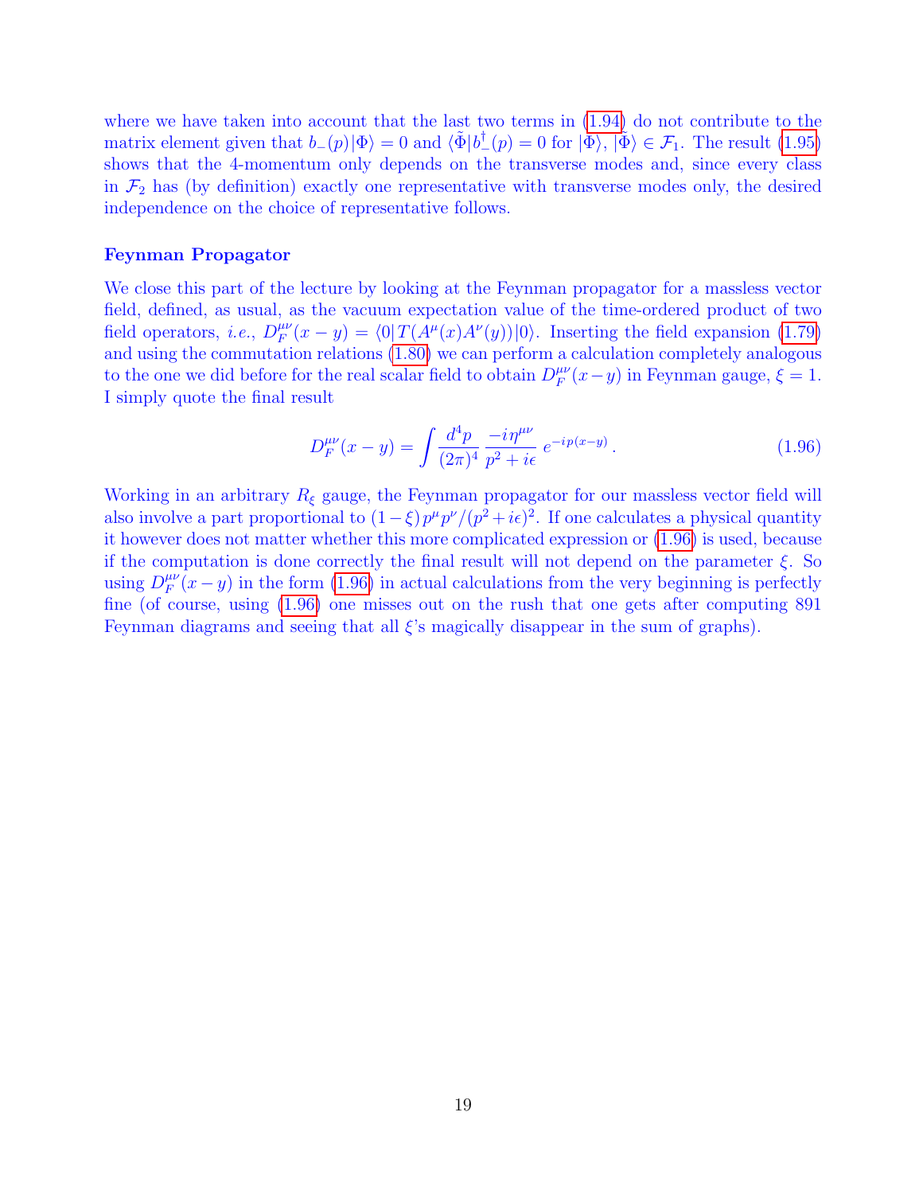where we have taken into account that the last two terms in (1.94) do not contribute to the matrix element given that $b_-(p)|\Phi\rangle = 0$ and $\langle\tilde{\Phi}|b_-^\dagger(p) = 0$ for $|\Phi\rangle$, $|\tilde{\Phi}\rangle \in \mathcal{F}_1$. The result (1.95) shows that the 4-momentum only depends on the transverse modes and, since every class in $\mathcal{F}_2$ has (by definition) exactly one representative with transverse modes only, the desired independence on the choice of representative follows.

### Feynman Propagator

We close this part of the lecture by looking at the Feynman propagator for a massless vector field, defined, as usual, as the vacuum expectation value of the time-ordered product of two field operators, *i.e.*, $D_F^{\mu\nu}(x-y) = \langle 0|\,T(A^\mu(x)A^\nu(y))|0\rangle$. Inserting the field expansion (1.79) and using the commutation relations (1.80) we can perform a calculation completely analogous to the one we did before for the real scalar field to obtain $D_F^{\mu\nu}(x-y)$ in Feynman gauge, $\xi = 1$. I simply quote the final result

$$D_F^{\mu\nu}(x-y) = \int \frac{d^4p}{(2\pi)^4} \frac{-i\eta^{\mu\nu}}{p^2 + i\epsilon}\, e^{-ip(x-y)}\,. \tag{1.96}$$

Working in an arbitrary $R_\xi$ gauge, the Feynman propagator for our massless vector field will also involve a part proportional to $(1-\xi)\,p^\mu p^\nu/(p^2+i\epsilon)^2$. If one calculates a physical quantity it however does not matter whether this more complicated expression or (1.96) is used, because if the computation is done correctly the final result will not depend on the parameter $\xi$. So using $D_F^{\mu\nu}(x-y)$ in the form (1.96) in actual calculations from the very beginning is perfectly fine (of course, using (1.96) one misses out on the rush that one gets after computing 891 Feynman diagrams and seeing that all $\xi$'s magically disappear in the sum of graphs).